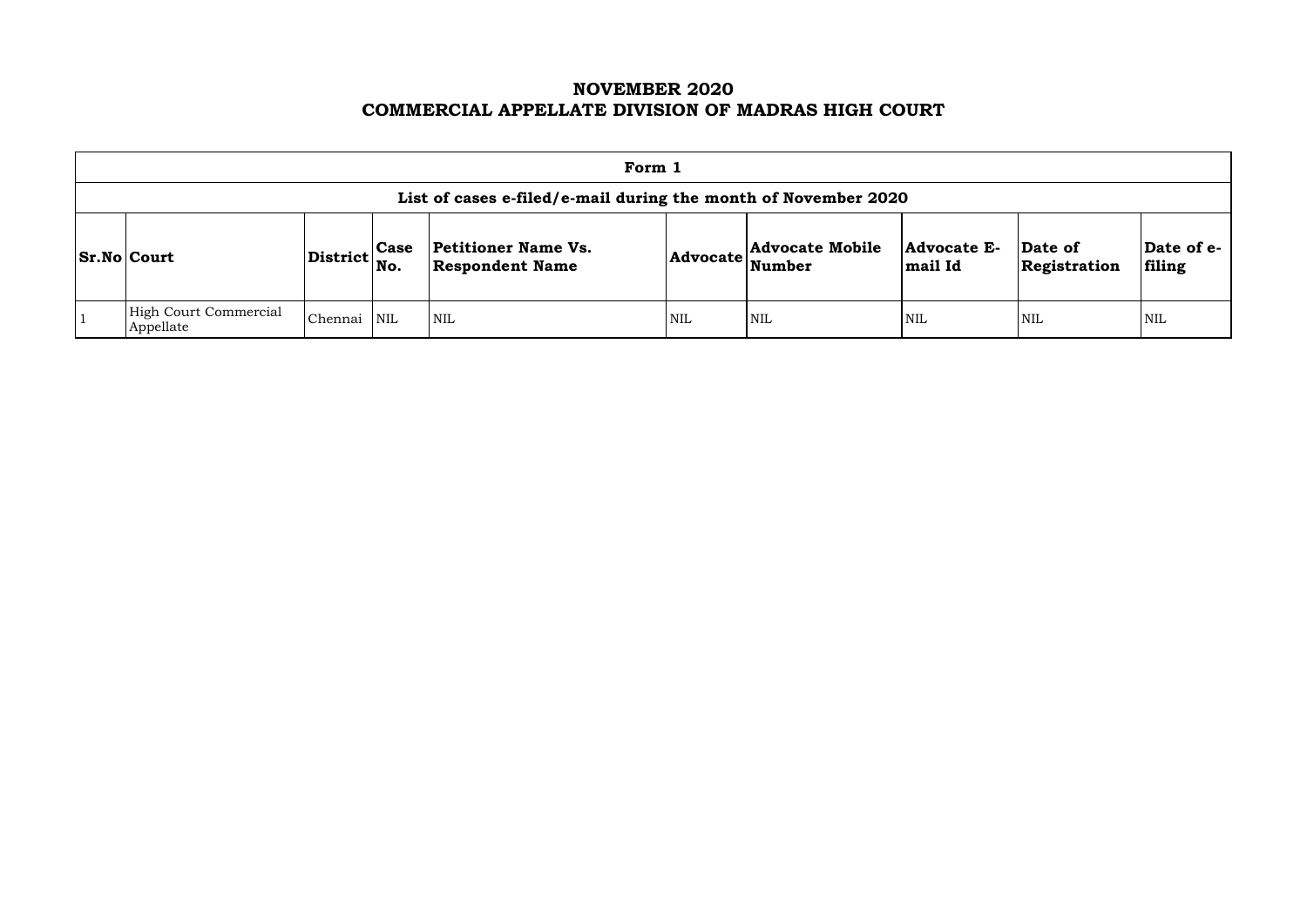# NOVEMBER 2020
# COMMERCIAL APPELLATE DIVISION OF MADRAS HIGH COURT

| Form 1 | | | | | | | | | |
|---|---|---|---|---|---|---|---|---|---|
| **List of cases e-filed/e-mail during the month of November 2020** | | | | | | | | | |
| **Sr.No** | **Court** | **District** | **Case No.** | **Petitioner Name Vs. Respondent Name** | **Advocate** | **Advocate Mobile Number** | **Advocate E-mail Id** | **Date of Registration** | **Date of e-filing** |
| 1 | High Court Commercial Appellate | Chennai | NIL | NIL | NIL | NIL | NIL | NIL | NIL |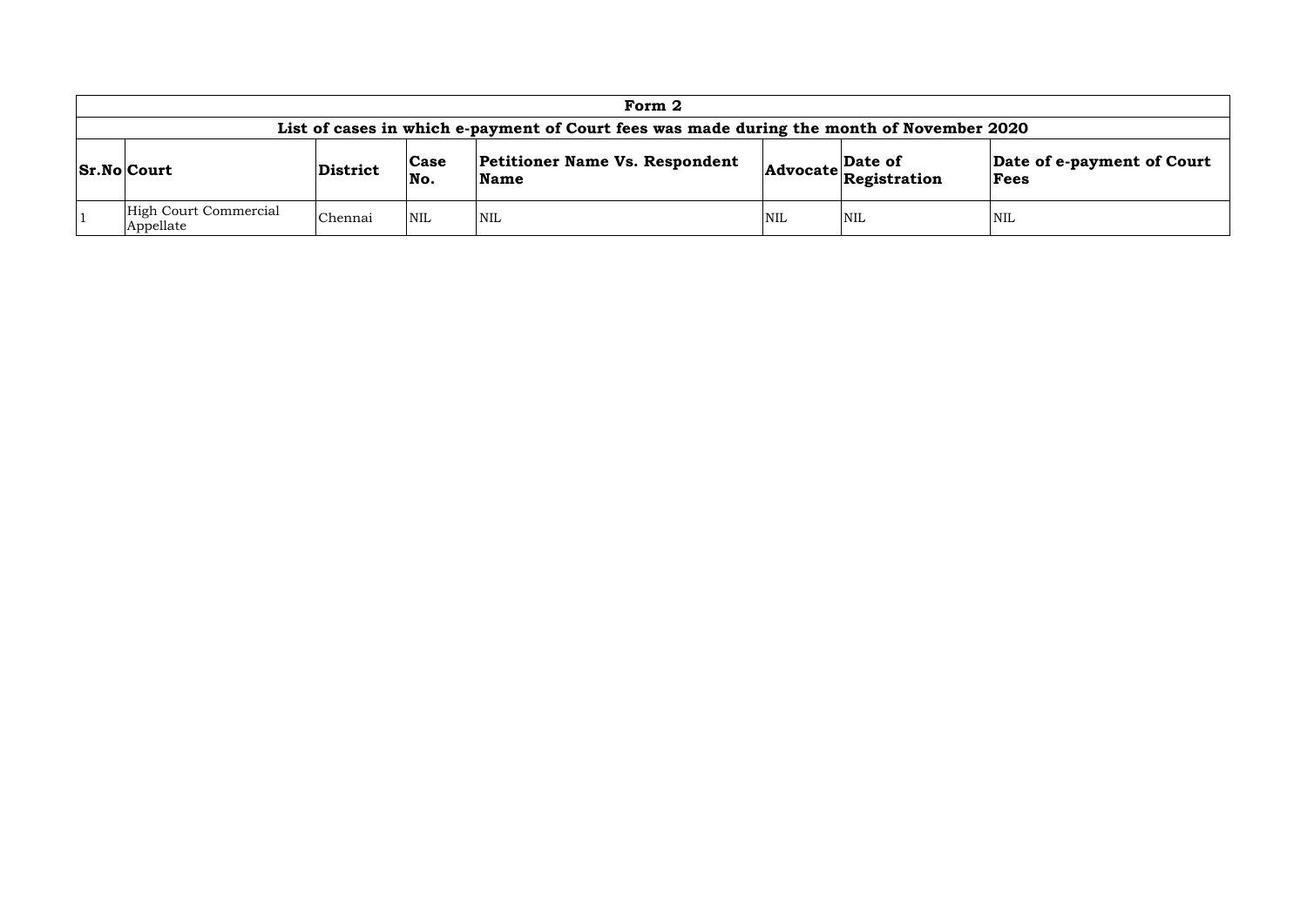| Form 2 | | | | | | | |
|---|---|---|---|---|---|---|---|
| List of cases in which e-payment of Court fees was made during the month of November 2020 | | | | | | | |
| **Sr.No** | **Court** | **District** | **Case No.** | **Petitioner Name Vs. Respondent Name** | **Advocate** | **Date of Registration** | **Date of e-payment of Court Fees** |
| 1 | High Court Commercial Appellate | Chennai | NIL | NIL | NIL | NIL | NIL |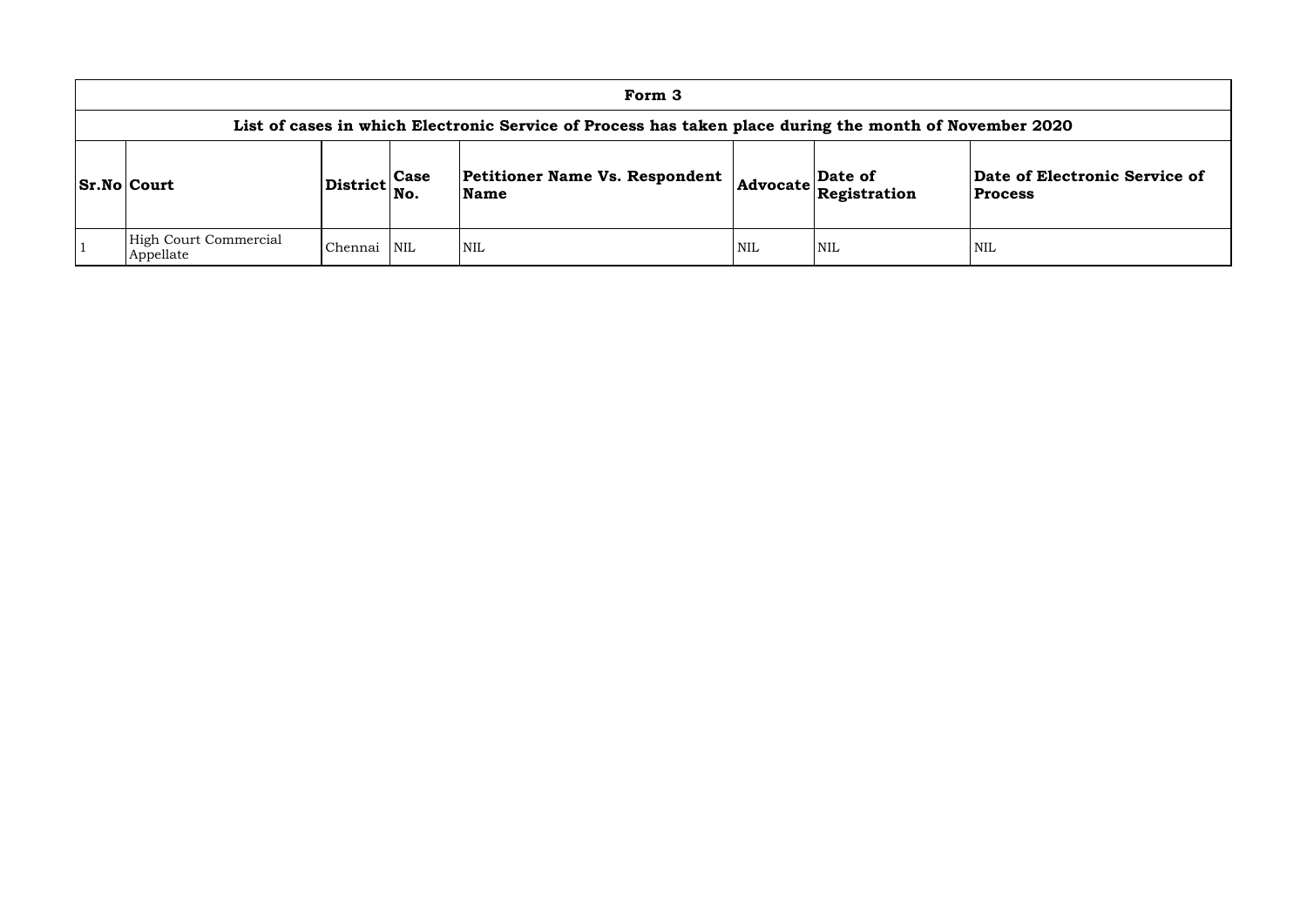# Form 3

## List of cases in which Electronic Service of Process has taken place during the month of November 2020

| Sr.No | Court | District | Case No. | Petitioner Name Vs. Respondent Name | Advocate | Date of Registration | Date of Electronic Service of Process |
|---|---|---|---|---|---|---|---|
| 1 | High Court Commercial Appellate | Chennai | NIL | NIL | NIL | NIL | NIL |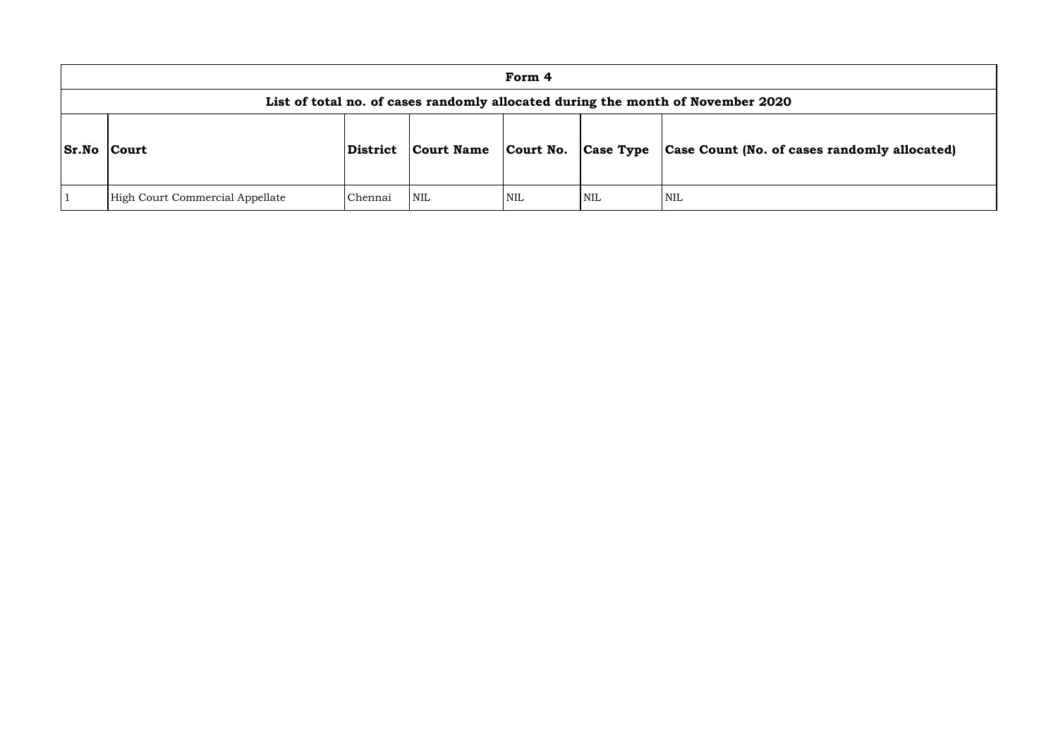| Form 4 | | | | | | |
|---|---|---|---|---|---|---|
| **List of total no. of cases randomly allocated during the month of November 2020** | | | | | | |
| **Sr.No** | **Court** | **District** | **Court Name** | **Court No.** | **Case Type** | **Case Count (No. of cases randomly allocated)** |
| 1 | High Court Commercial Appellate | Chennai | NIL | NIL | NIL | NIL |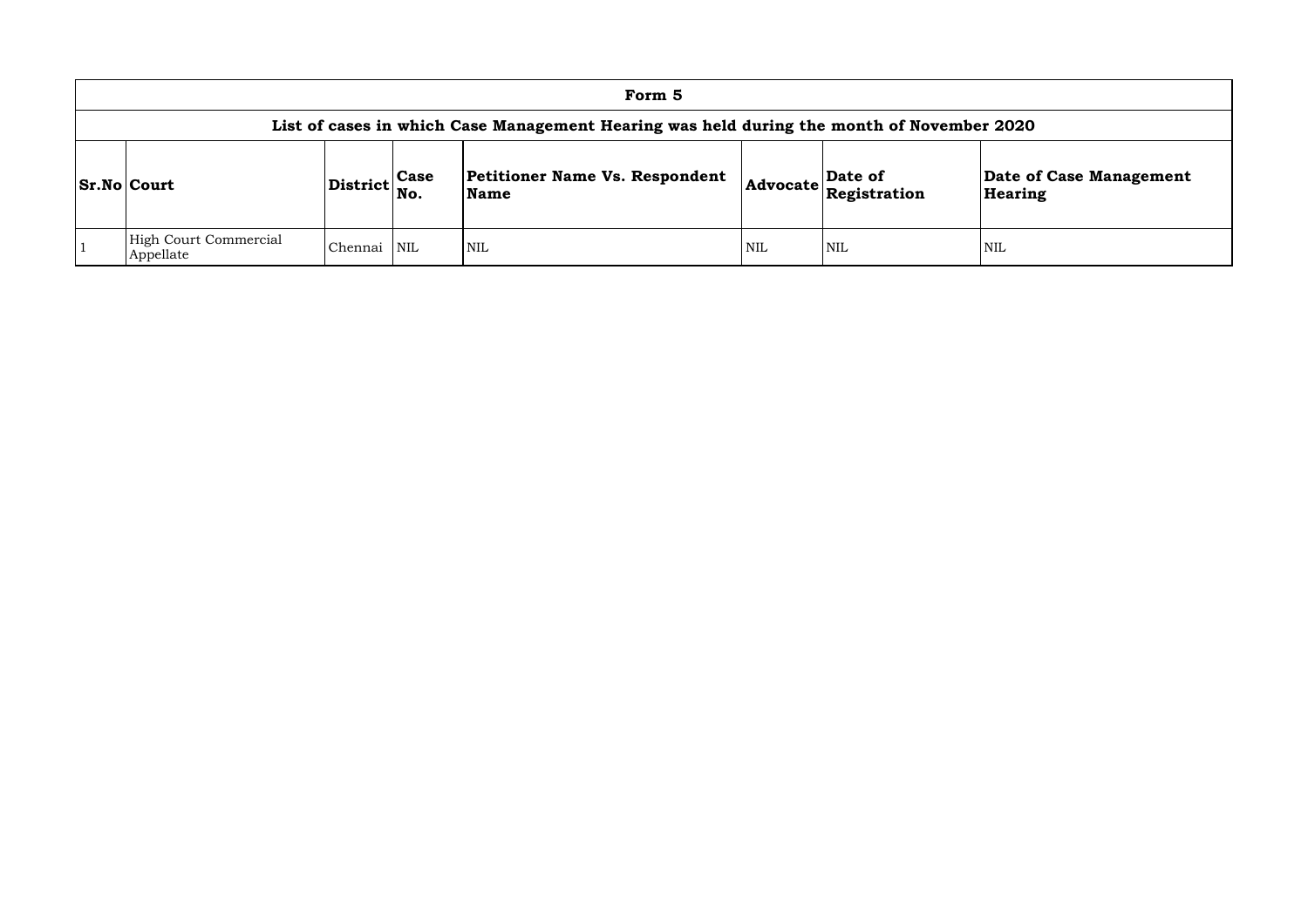| Form 5 | | | | | | | |
|---|---|---|---|---|---|---|---|
| **List of cases in which Case Management Hearing was held during the month of November 2020** | | | | | | | |
| **Sr.No** | **Court** | **District** | **Case No.** | **Petitioner Name Vs. Respondent Name** | **Advocate** | **Date of Registration** | **Date of Case Management Hearing** |
| 1 | High Court Commercial Appellate | Chennai | NIL | NIL | NIL | NIL | NIL |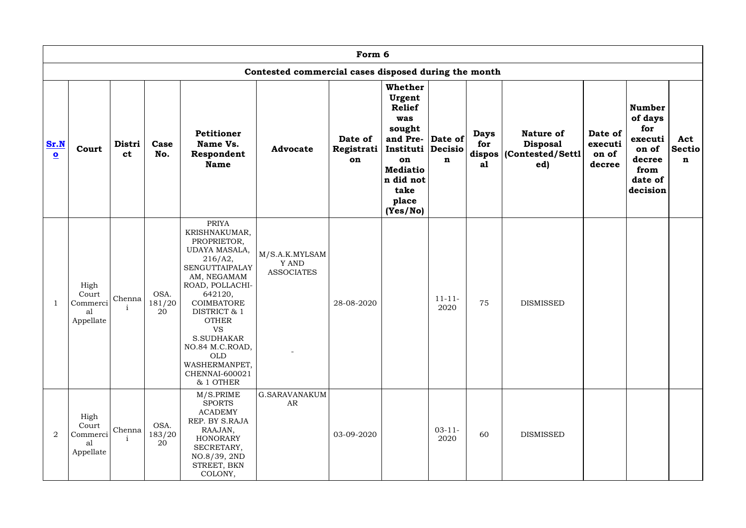| Form 6 | | | | | | | | | | | | | |
|---|---|---|---|---|---|---|---|---|---|---|---|---|---|
| Contested commercial cases disposed during the month | | | | | | | | | | | | | |
| Sr.No | Court | District | Case No. | Petitioner Name Vs. Respondent Name | Advocate | Date of Registration | Whether Urgent Relief was sought and Pre-Institution Mediation did not take place (Yes/No) | Date of Decision | Days for disposal | Nature of Disposal (Contested/Settled) | Date of execution of decree | Number of days for execution of decree from date of decision | Act Section |
| 1 | High Court Commercial Appellate | Chennai | OSA. 181/2020 | PRIYA KRISHNAKUMAR, PROPRIETOR, UDAYA MASALA, 216/A2, SENGUTTAIPALAYAM, NEGAMAM ROAD, POLLACHI-642120, COIMBATORE DISTRICT & 1 OTHER VS S.SUDHAKAR NO.84 M.C.ROAD, OLD WASHERMANPET, CHENNAI-600021 & 1 OTHER | M/S.A.K.MYLSAMY AND ASSOCIATES - | 28-08-2020 | | 11-11-2020 | 75 | DISMISSED | | | |
| 2 | High Court Commercial Appellate | Chennai | OSA. 183/2020 | M/S.PRIME SPORTS ACADEMY REP. BY S.RAJA RAAJAN, HONORARY SECRETARY, NO.8/39, 2ND STREET, BKN COLONY, | G.SARAVANAKUMAR | 03-09-2020 | | 03-11-2020 | 60 | DISMISSED | | | |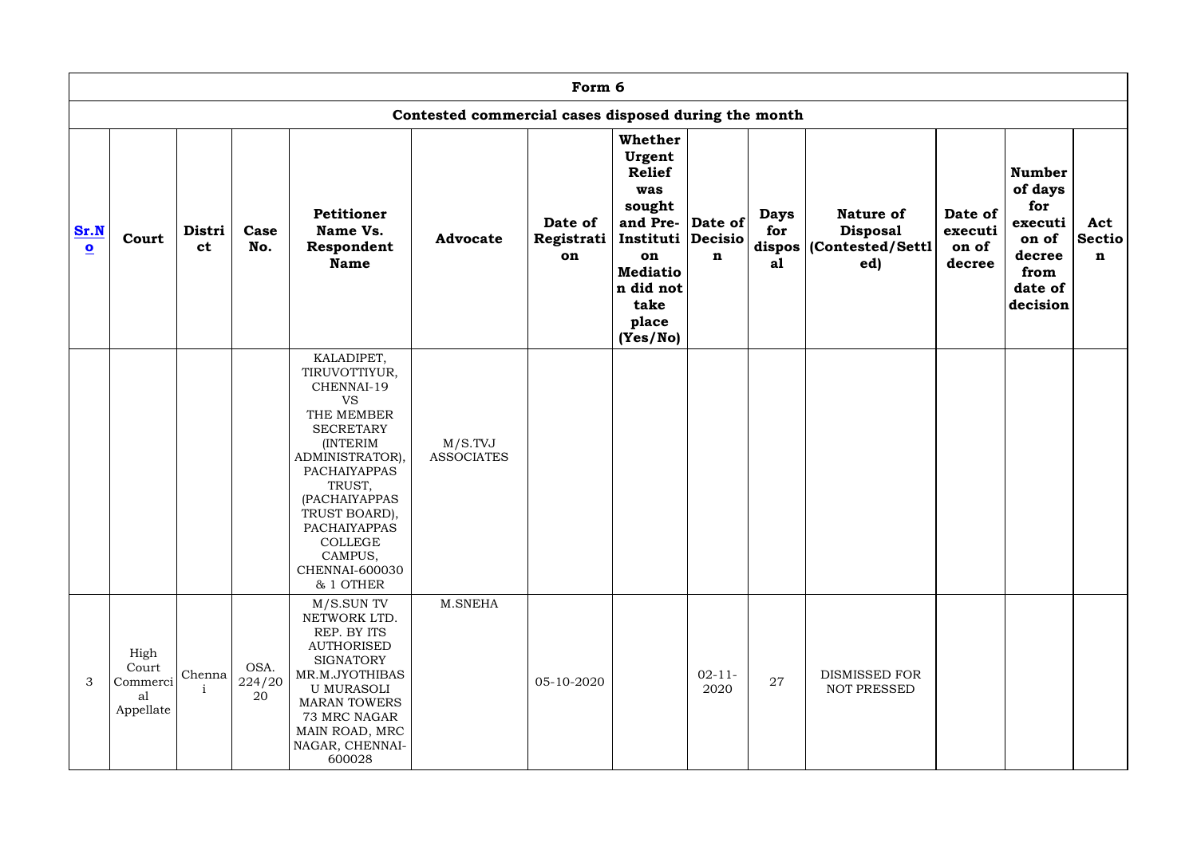| Form 6 | | | | | | | | | | | | | |
|---|---|---|---|---|---|---|---|---|---|---|---|---|---|
| Contested commercial cases disposed during the month | | | | | | | | | | | | | |
| **Sr.No** | **Court** | **District** | **Case No.** | **Petitioner Name Vs. Respondent Name** | **Advocate** | **Date of Registration** | **Whether Urgent Relief was sought and Pre-Institution Mediation did not take place (Yes/No)** | **Date of Decision** | **Days for disposal** | **Nature of Disposal (Contested/Settled)** | **Date of execution of decree** | **Number of days for execution of decree from date of decision** | **Act Section** |
| | | | | KALADIPET, TIRUVOTTIYUR, CHENNAI-19 VS THE MEMBER SECRETARY (INTERIM ADMINISTRATOR), PACHAIYAPPAS TRUST, (PACHAIYAPPAS TRUST BOARD), PACHAIYAPPAS COLLEGE CAMPUS, CHENNAI-600030 & 1 OTHER | M/S.TVJ ASSOCIATES | | | | | | | | |
| 3 | High Court Commercial Appellate | Chennai | OSA. 224/2020 | M/S.SUN TV NETWORK LTD. REP. BY ITS AUTHORISED SIGNATORY MR.M.JYOTHIBASU MURASOLI MARAN TOWERS 73 MRC NAGAR MAIN ROAD, MRC NAGAR, CHENNAI-600028 | M.SNEHA | 05-10-2020 | | 02-11-2020 | 27 | DISMISSED FOR NOT PRESSED | | | |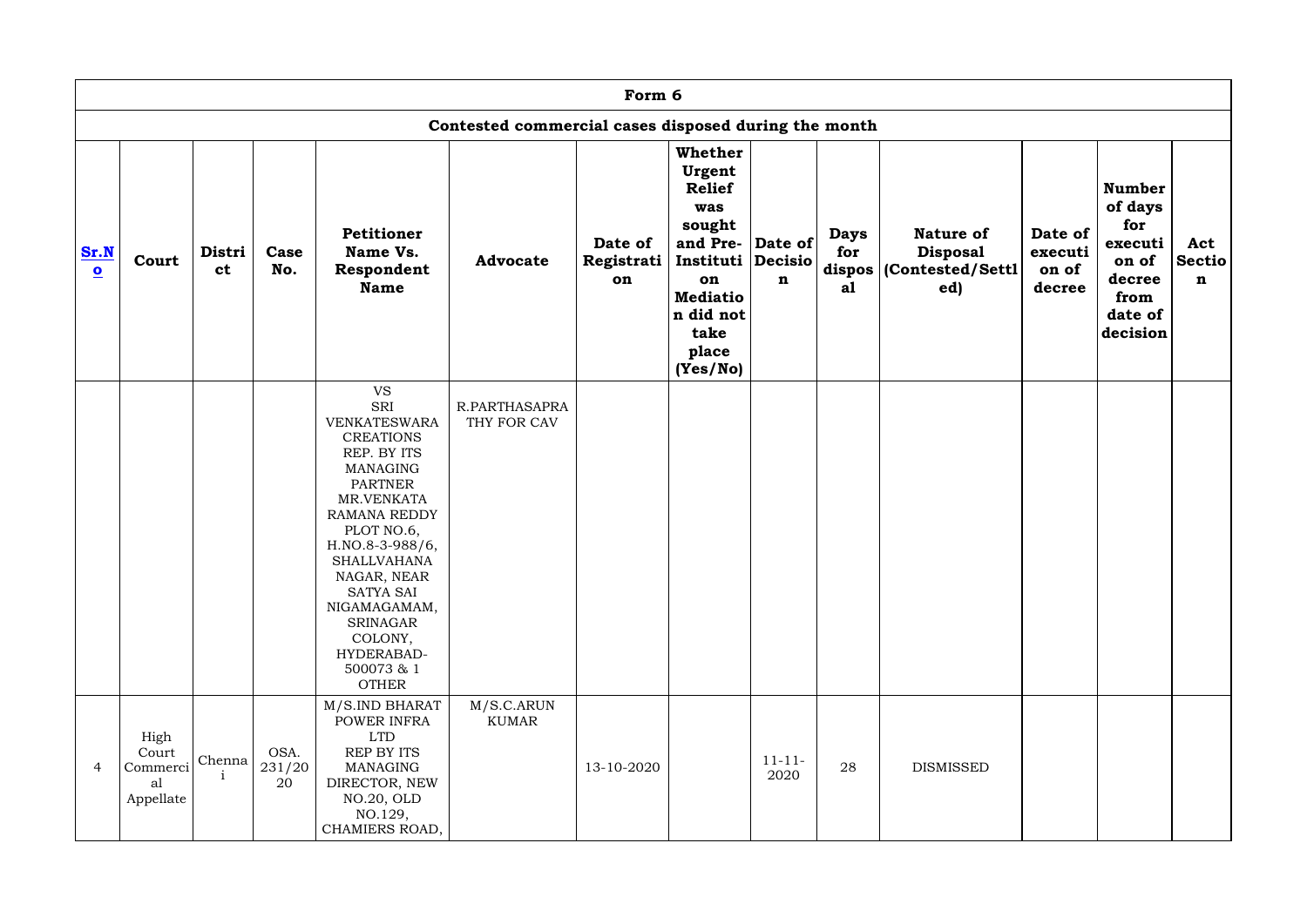| Form 6 | | | | | | | | | | | | | |
|---|---|---|---|---|---|---|---|---|---|---|---|---|---|
| Contested commercial cases disposed during the month | | | | | | | | | | | | | |
| Sr.No | Court | District | Case No. | Petitioner Name Vs. Respondent Name | Advocate | Date of Registration | Whether Urgent Relief was sought and Pre-Institution Mediation did not take place (Yes/No) | Date of Decision | Days for disposal | Nature of Disposal (Contested/Settled) | Date of execution of decree | Number of days for execution of decree from date of decision | Act Section |
| | | | | VS SRI VENKATESWARA CREATIONS REP. BY ITS MANAGING PARTNER MR.VENKATA RAMANA REDDY PLOT NO.6, H.NO.8-3-988/6, SHALLVAHANA NAGAR, NEAR SATYA SAI NIGAMAGAMAM, SRINAGAR COLONY, HYDERABAD-500073 & 1 OTHER | R.PARTHASAPRATHY FOR CAV | | | | | | | | |
| 4 | High Court Commercial Appellate | Chennai | OSA. 231/2020 | M/S.IND BHARAT POWER INFRA LTD REP BY ITS MANAGING DIRECTOR, NEW NO.20, OLD NO.129, CHAMIERS ROAD, | M/S.C.ARUN KUMAR | 13-10-2020 | | 11-11-2020 | 28 | DISMISSED | | | |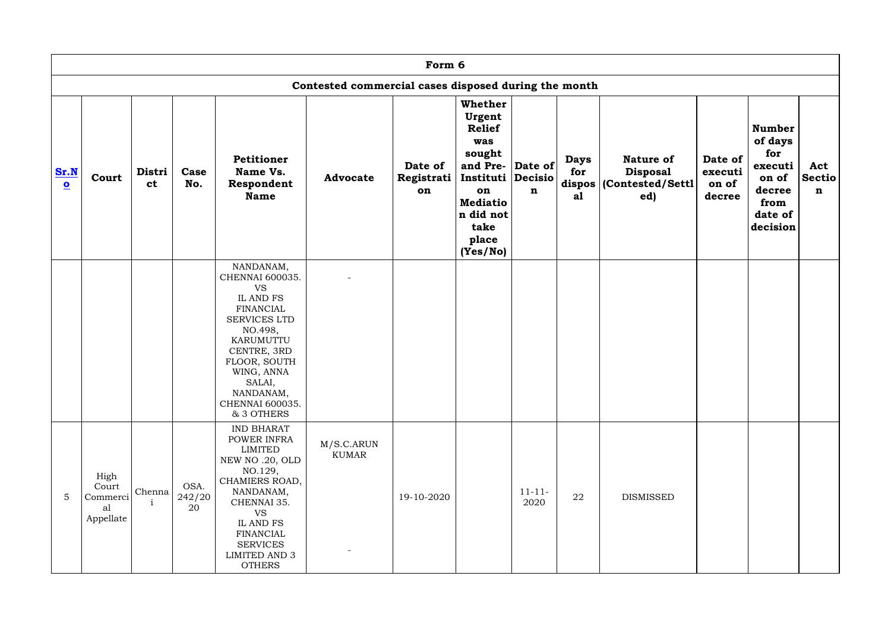| Form 6 | | | | | | | | | | | | | |
|---|---|---|---|---|---|---|---|---|---|---|---|---|---|
| Contested commercial cases disposed during the month | | | | | | | | | | | | | |
| **Sr.No** | **Court** | **District** | **Case No.** | **Petitioner Name Vs. Respondent Name** | **Advocate** | **Date of Registration** | **Whether Urgent Relief was sought and Pre-Institution Mediation did not take place (Yes/No)** | **Date of Decision** | **Days for disposal** | **Nature of Disposal (Contested/Settled)** | **Date of execution of decree** | **Number of days for execution of decree from date of decision** | **Act Section** |
| | | | | NANDANAM, CHENNAI 600035. VS IL AND FS FINANCIAL SERVICES LTD NO.498, KARUMUTTU CENTRE, 3RD FLOOR, SOUTH WING, ANNA SALAI, NANDANAM, CHENNAI 600035. & 3 OTHERS | - | | | | | | | | |
| 5 | High Court Commercial Appellate | Chennai | OSA. 242/2020 | IND BHARAT POWER INFRA LIMITED NEW NO .20, OLD NO.129, CHAMIERS ROAD, NANDANAM, CHENNAI 35. VS IL AND FS FINANCIAL SERVICES LIMITED AND 3 OTHERS | M/S.C.ARUN KUMAR - | 19-10-2020 | | 11-11-2020 | 22 | DISMISSED | | | |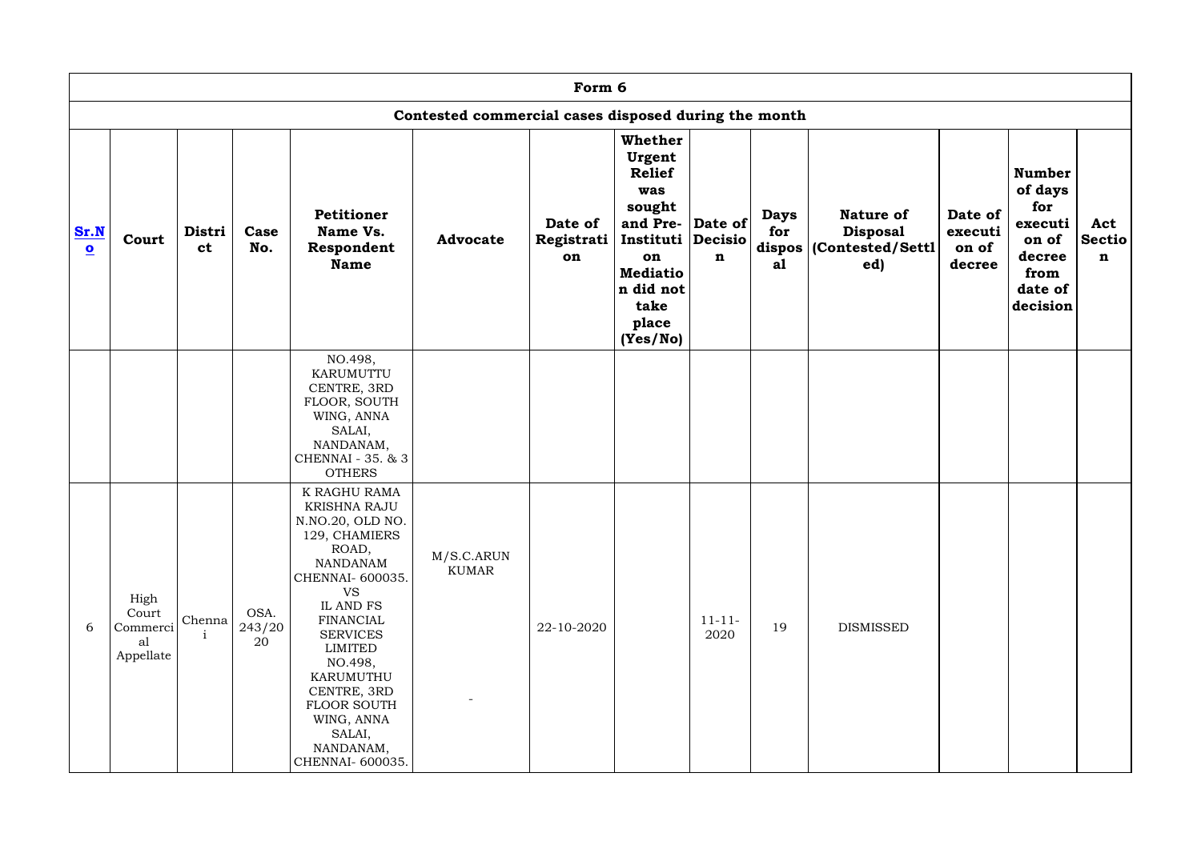## Form 6

### Contested commercial cases disposed during the month

| Sr.No | Court | District | Case No. | Petitioner Name Vs. Respondent Name | Advocate | Date of Registration | Whether Urgent Relief was sought and Pre-Institution Mediation did not take place (Yes/No) | Date of Decision | Days for disposal | Nature of Disposal (Contested/Settled) | Date of execution of decree | Number of days for execution of decree from date of decision | Act Section |
|---|---|---|---|---|---|---|---|---|---|---|---|---|---|
| | | | | NO.498, KARUMUTTU CENTRE, 3RD FLOOR, SOUTH WING, ANNA SALAI, NANDANAM, CHENNAI - 35. & 3 OTHERS | | | | | | | | | |
| 6 | High Court Commercial Appellate | Chennai | OSA. 243/2020 | K RAGHU RAMA KRISHNA RAJU N.NO.20, OLD NO. 129, CHAMIERS ROAD, NANDANAM CHENNAI- 600035. VS IL AND FS FINANCIAL SERVICES LIMITED NO.498, KARUMUTHU CENTRE, 3RD FLOOR SOUTH WING, ANNA SALAI, NANDANAM, CHENNAI- 600035. | M/S.C.ARUN KUMAR - | 22-10-2020 | | 11-11-2020 | 19 | DISMISSED | | | |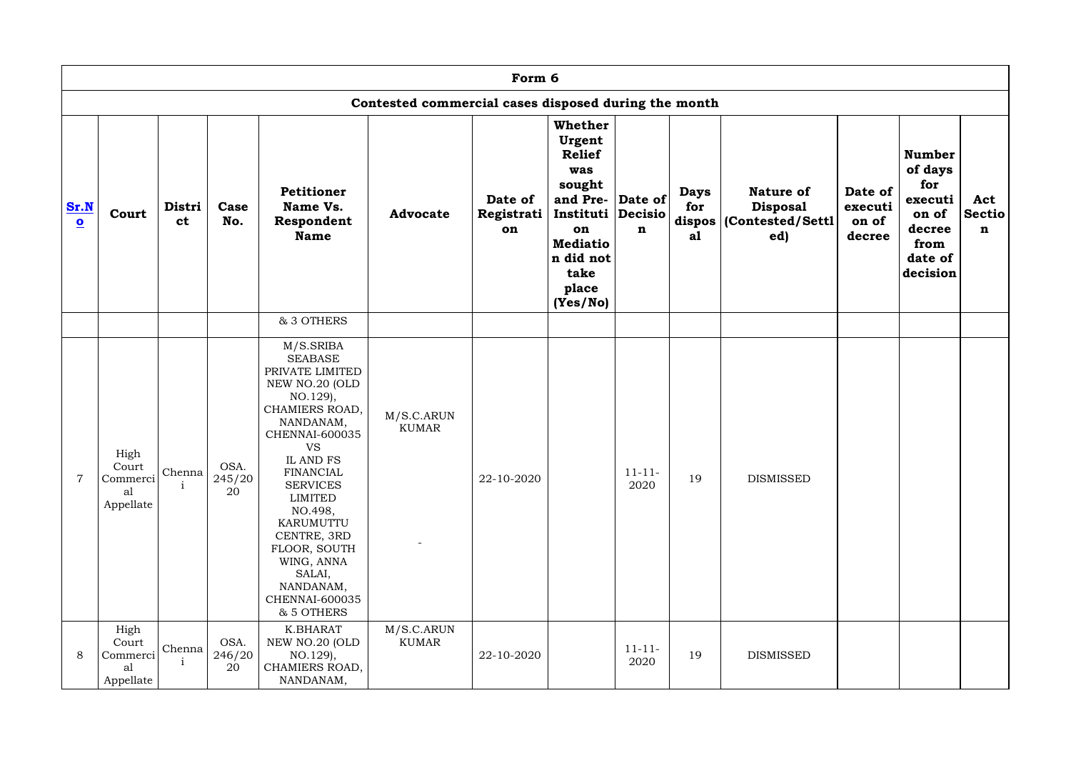## Form 6

### Contested commercial cases disposed during the month

| Sr.No | Court | District | Case No. | Petitioner Name Vs. Respondent Name | Advocate | Date of Registration | Whether Urgent Relief was sought and Pre-Institution Mediation did not take place (Yes/No) | Date of Decision | Days for disposal | Nature of Disposal (Contested/Settled) | Date of execution of decree | Number of days for execution of decree from date of decision | Act Section |
|---|---|---|---|---|---|---|---|---|---|---|---|---|---|
| | | | | & 3 OTHERS | | | | | | | | | |
| 7 | High Court Commercial Appellate | Chennai | OSA. 245/2020 | M/S.SRIBA SEABASE PRIVATE LIMITED NEW NO.20 (OLD NO.129), CHAMIERS ROAD, NANDANAM, CHENNAI-600035 VS IL AND FS FINANCIAL SERVICES LIMITED NO.498, KARUMUTTU CENTRE, 3RD FLOOR, SOUTH WING, ANNA SALAI, NANDANAM, CHENNAI-600035 & 5 OTHERS | M/S.C.ARUN KUMAR - | 22-10-2020 | | 11-11-2020 | 19 | DISMISSED | | | |
| 8 | High Court Commercial Appellate | Chennai | OSA. 246/2020 | K.BHARAT NEW NO.20 (OLD NO.129), CHAMIERS ROAD, NANDANAM, | M/S.C.ARUN KUMAR | 22-10-2020 | | 11-11-2020 | 19 | DISMISSED | | | |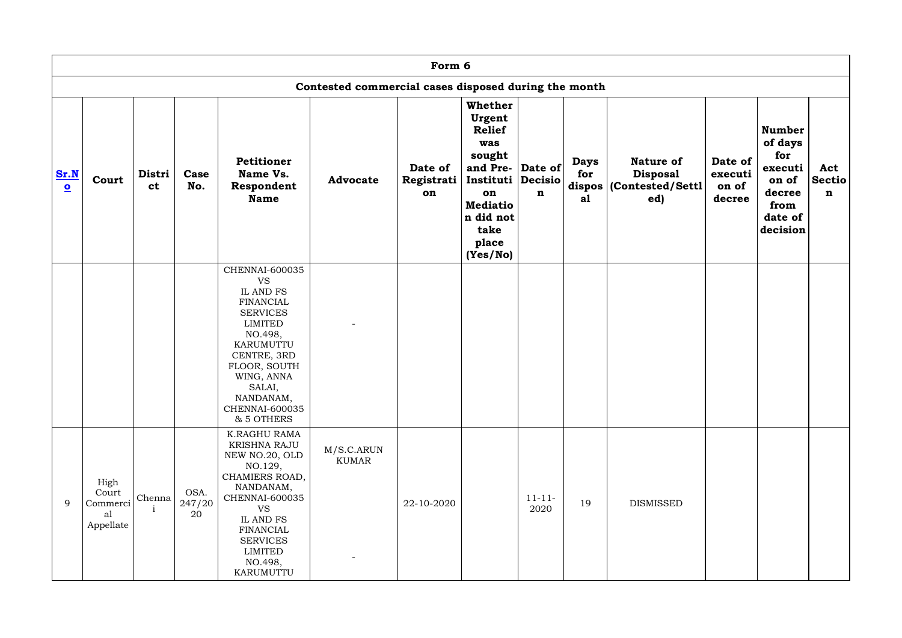| Form 6 | | | | | | | | | | | | | |
|---|---|---|---|---|---|---|---|---|---|---|---|---|---|
| Contested commercial cases disposed during the month | | | | | | | | | | | | | |
| Sr.No | Court | District | Case No. | Petitioner Name Vs. Respondent Name | Advocate | Date of Registration | Whether Urgent Relief was sought and Pre-Institution Mediation did not take place (Yes/No) | Date of Decision | Days for disposal | Nature of Disposal (Contested/Settled) | Date of execution of decree | Number of days for execution of decree from date of decision | Act Section |
| | | | | CHENNAI-600035 VS IL AND FS FINANCIAL SERVICES LIMITED NO.498, KARUMUTTU CENTRE, 3RD FLOOR, SOUTH WING, ANNA SALAI, NANDANAM, CHENNAI-600035 & 5 OTHERS | - | | | | | | | | |
| 9 | High Court Commercial Appellate | Chennai | OSA. 247/2020 | K.RAGHU RAMA KRISHNA RAJU NEW NO.20, OLD NO.129, CHAMIERS ROAD, NANDANAM, CHENNAI-600035 VS IL AND FS FINANCIAL SERVICES LIMITED NO.498, KARUMUTTU | M/S.C.ARUN KUMAR<br>- | 22-10-2020 | | 11-11-2020 | 19 | DISMISSED | | | |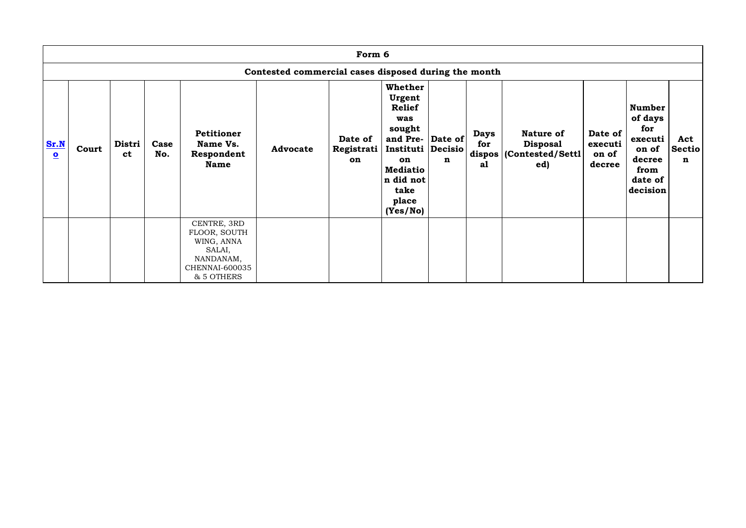| Form 6 | | | | | | | | | | | | | |
|---|---|---|---|---|---|---|---|---|---|---|---|---|---|
| Contested commercial cases disposed during the month | | | | | | | | | | | | | |
| **Sr.No** | **Court** | **District** | **Case No.** | **Petitioner Name Vs. Respondent Name** | **Advocate** | **Date of Registration** | **Whether Urgent Relief was sought and Pre-Institution Mediation did not take place (Yes/No)** | **Date of Decision** | **Days for disposal** | **Nature of Disposal (Contested/Settled)** | **Date of execution of decree** | **Number of days for execution of decree from date of decision** | **Act Section** |
| | | | | CENTRE, 3RD FLOOR, SOUTH WING, ANNA SALAI, NANDANAM, CHENNAI-600035 & 5 OTHERS | | | | | | | | | |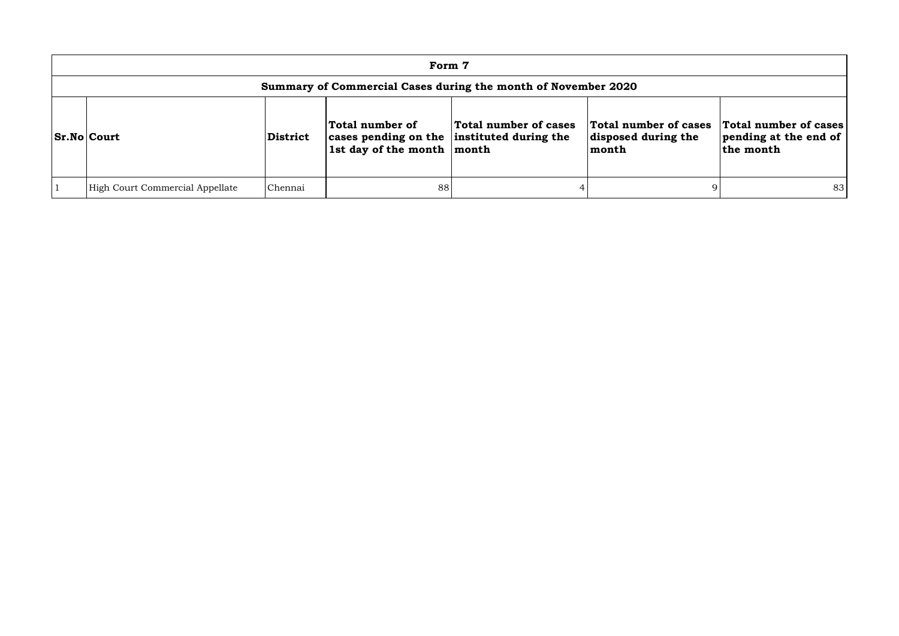## Form 7

### Summary of Commercial Cases during the month of November 2020

| Sr.No | Court | District | Total number of cases pending on the 1st day of the month | Total number of cases instituted during the month | Total number of cases disposed during the month | Total number of cases pending at the end of the month |
|---|---|---|---|---|---|---|
| 1 | High Court Commercial Appellate | Chennai | 88 | 4 | 9 | 83 |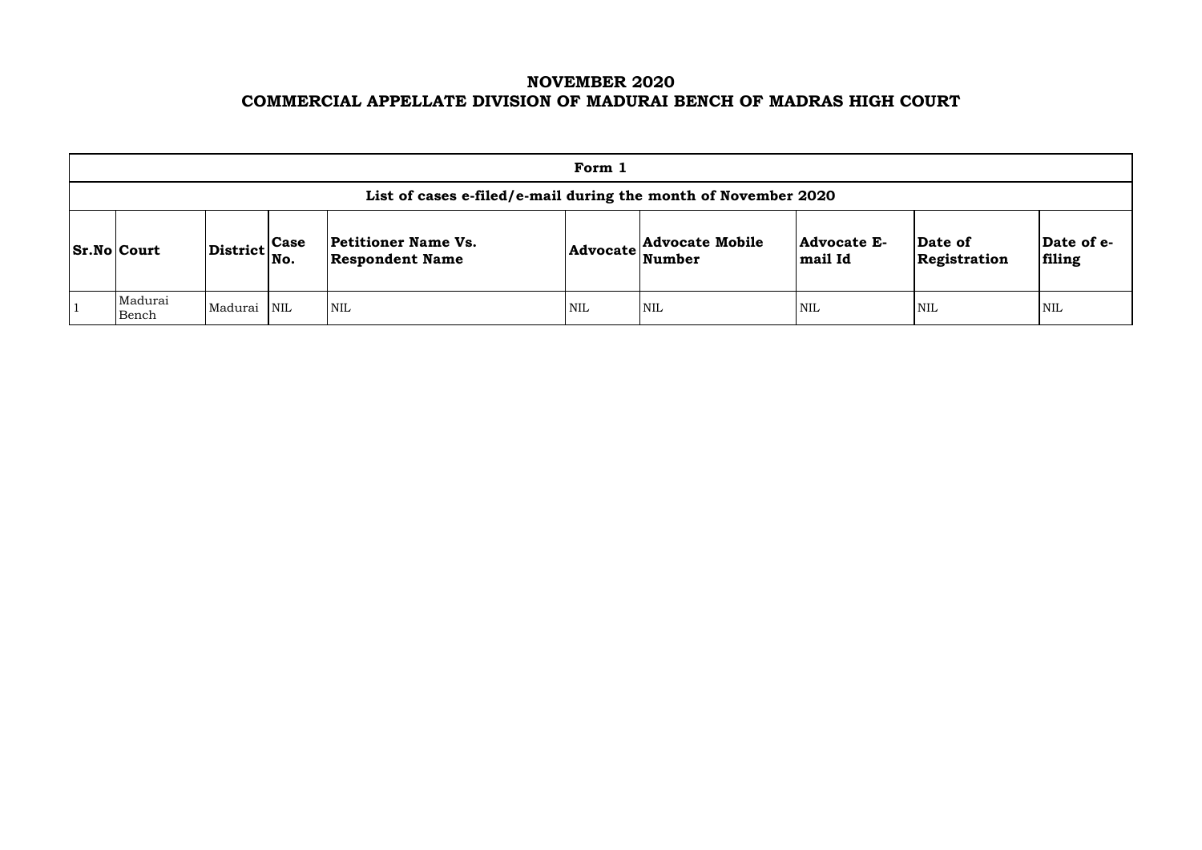# NOVEMBER 2020
# COMMERCIAL APPELLATE DIVISION OF MADURAI BENCH OF MADRAS HIGH COURT

| Form 1 | | | | | | | | | |
|---|---|---|---|---|---|---|---|---|---|
| List of cases e-filed/e-mail during the month of November 2020 | | | | | | | | | |
| **Sr.No** | **Court** | **District** | **Case No.** | **Petitioner Name Vs. Respondent Name** | **Advocate** | **Advocate Mobile Number** | **Advocate E-mail Id** | **Date of Registration** | **Date of e-filing** |
| 1 | Madurai Bench | Madurai | NIL | NIL | NIL | NIL | NIL | NIL | NIL |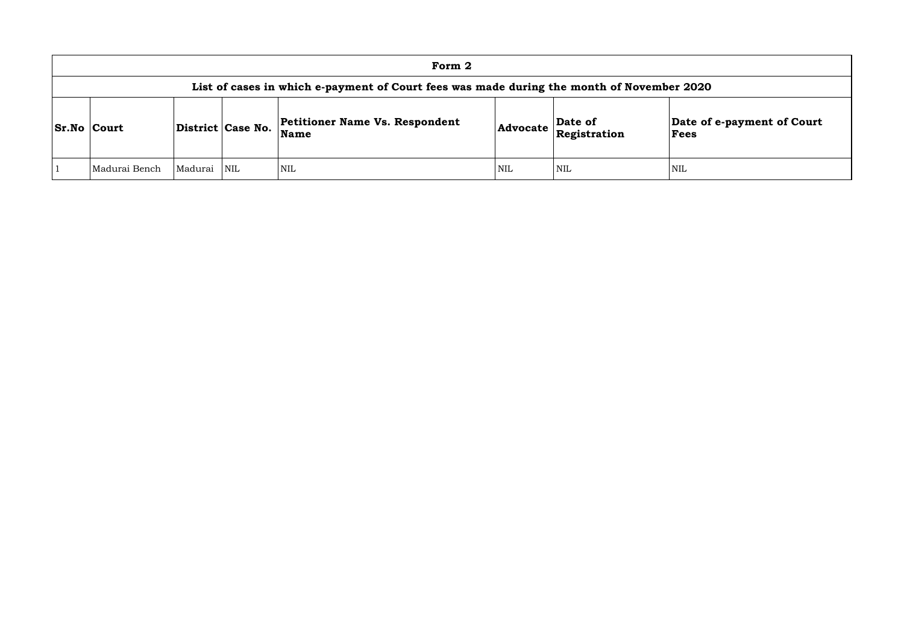## Form 2

### List of cases in which e-payment of Court fees was made during the month of November 2020

| Sr.No | Court | District | Case No. | Petitioner Name Vs. Respondent Name | Advocate | Date of Registration | Date of e-payment of Court Fees |
|---|---|---|---|---|---|---|---|
| 1 | Madurai Bench | Madurai | NIL | NIL | NIL | NIL | NIL |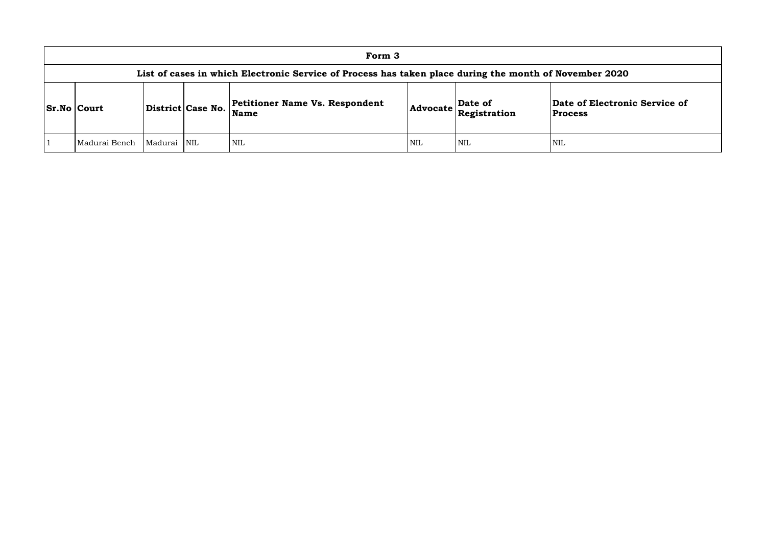| Form 3 | | | | | | | |
|---|---|---|---|---|---|---|---|
| **List of cases in which Electronic Service of Process has taken place during the month of November 2020** | | | | | | | |
| **Sr.No** | **Court** | **District** | **Case No.** | **Petitioner Name Vs. Respondent Name** | **Advocate** | **Date of Registration** | **Date of Electronic Service of Process** |
| 1 | Madurai Bench | Madurai | NIL | NIL | NIL | NIL | NIL |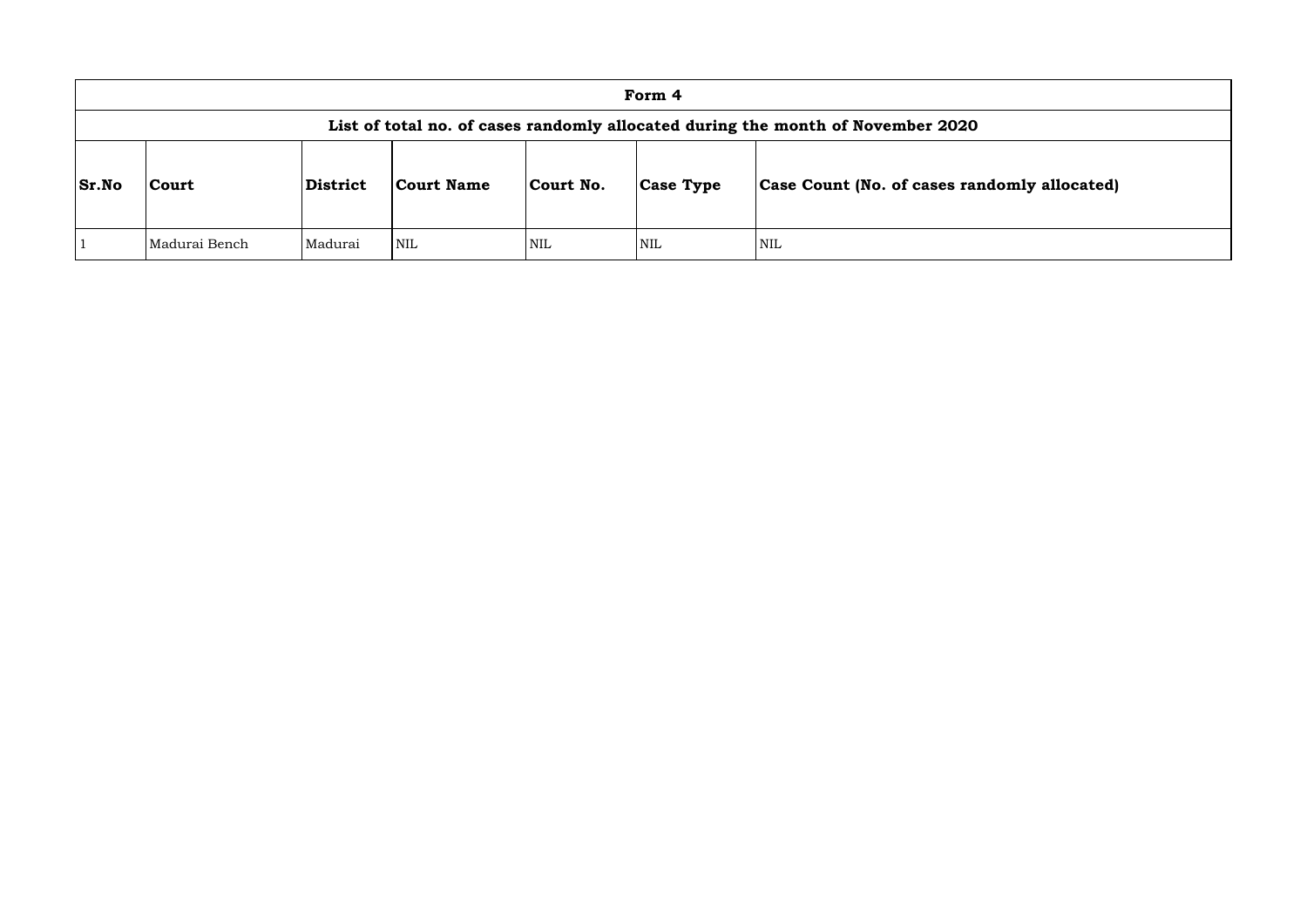| Form 4 | | | | | | |
|---|---|---|---|---|---|---|
| **List of total no. of cases randomly allocated during the month of November 2020** | | | | | | |
| **Sr.No** | **Court** | **District** | **Court Name** | **Court No.** | **Case Type** | **Case Count (No. of cases randomly allocated)** |
| 1 | Madurai Bench | Madurai | NIL | NIL | NIL | NIL |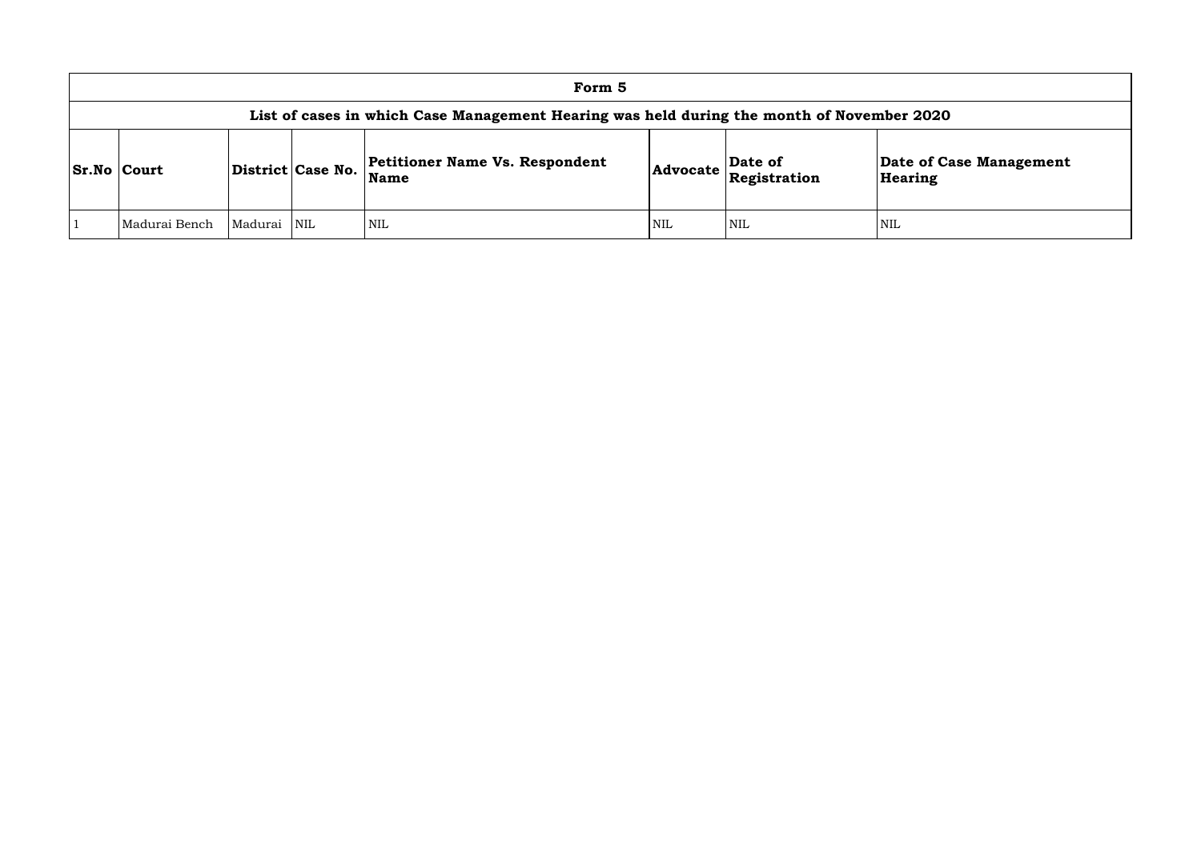| Form 5 | | | | | | | |
|---|---|---|---|---|---|---|---|
| **List of cases in which Case Management Hearing was held during the month of November 2020** | | | | | | | |
| **Sr.No** | **Court** | **District** | **Case No.** | **Petitioner Name Vs. Respondent Name** | **Advocate** | **Date of Registration** | **Date of Case Management Hearing** |
| 1 | Madurai Bench | Madurai | NIL | NIL | NIL | NIL | NIL |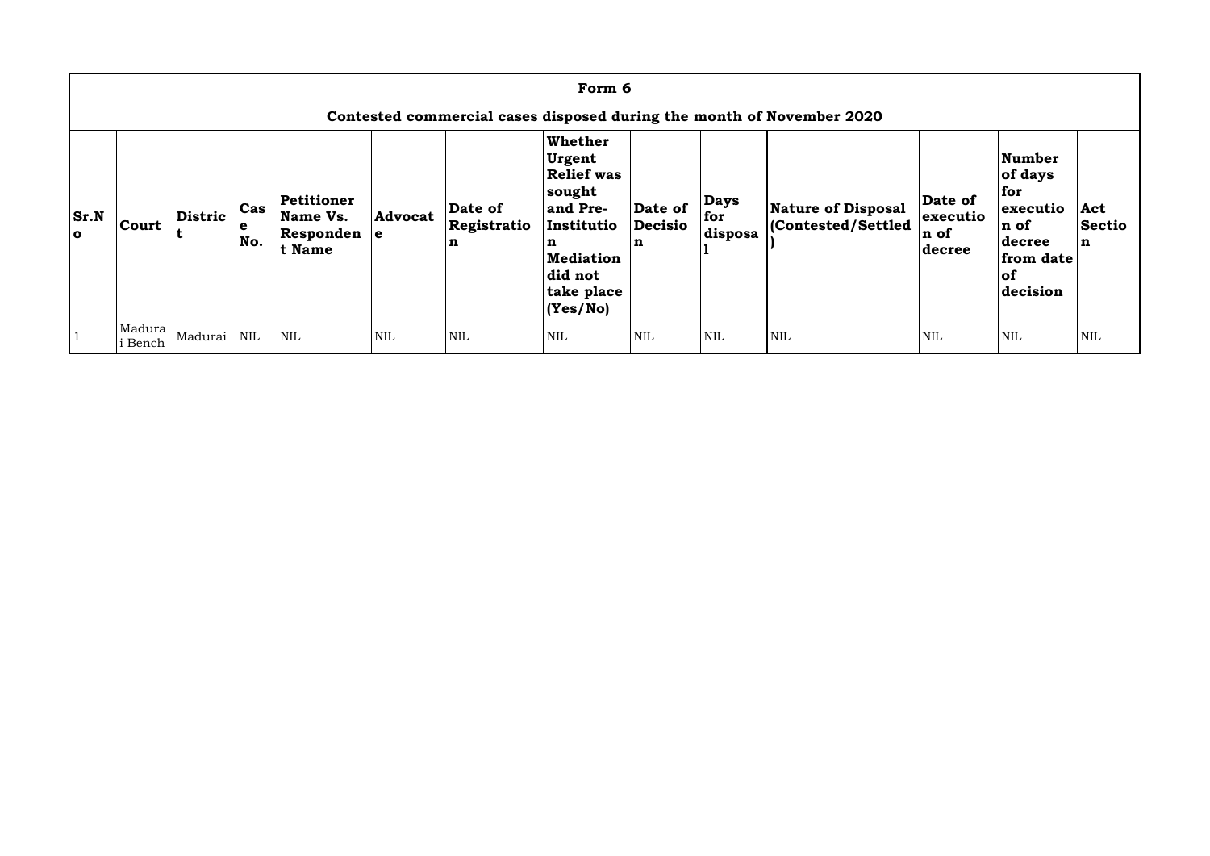| Form 6 | | | | | | | | | | | | | |
|---|---|---|---|---|---|---|---|---|---|---|---|---|---|
| **Contested commercial cases disposed during the month of November 2020** | | | | | | | | | | | | | |
| **Sr.No** | **Court** | **District** | **Case No.** | **Petitioner Name Vs. Respondent Name** | **Advocate** | **Date of Registration** | **Whether Urgent Relief was sought and Pre-Institution Mediation did not take place (Yes/No)** | **Date of Decision** | **Days for disposal** | **Nature of Disposal (Contested/Settled)** | **Date of execution of decree** | **Number of days for execution of decree from date of decision** | **Act Section** |
| 1 | Madurai Bench | Madurai | NIL | NIL | NIL | NIL | NIL | NIL | NIL | NIL | NIL | NIL | NIL |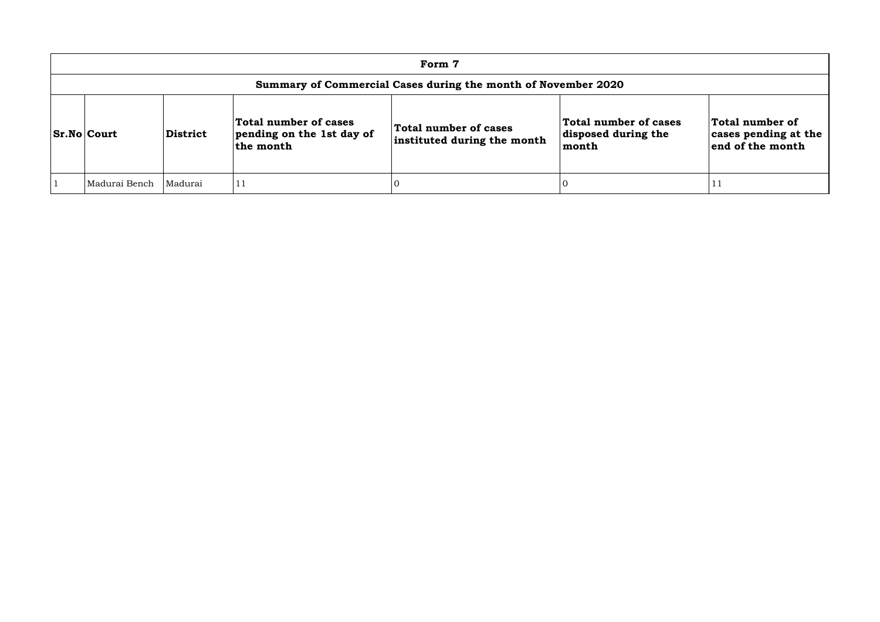# Form 7

## Summary of Commercial Cases during the month of November 2020

| Sr.No | Court | District | Total number of cases pending on the 1st day of the month | Total number of cases instituted during the month | Total number of cases disposed during the month | Total number of cases pending at the end of the month |
|---|---|---|---|---|---|---|
| 1 | Madurai Bench | Madurai | 11 | 0 | 0 | 11 |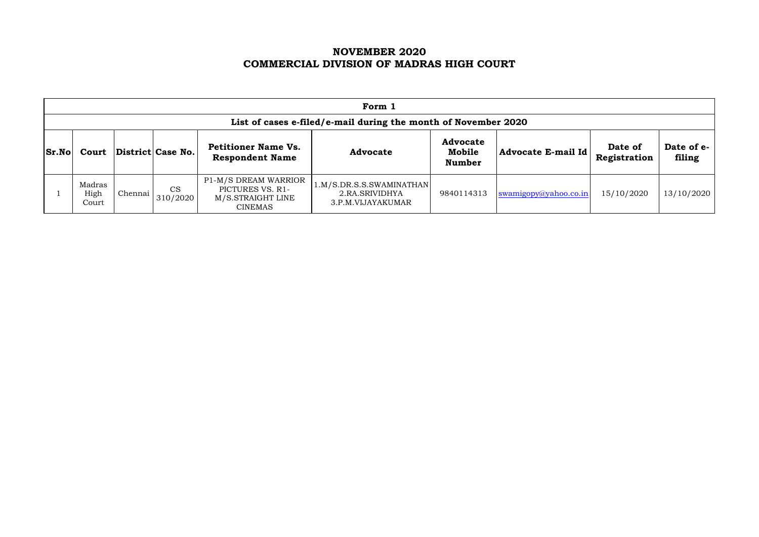# NOVEMBER 2020
# COMMERCIAL DIVISION OF MADRAS HIGH COURT

| Form 1 | | | | | | | | | |
|---|---|---|---|---|---|---|---|---|---|
| **List of cases e-filed/e-mail during the month of November 2020** | | | | | | | | | |
| **Sr.No** | **Court** | **District** | **Case No.** | **Petitioner Name Vs. Respondent Name** | **Advocate** | **Advocate Mobile Number** | **Advocate E-mail Id** | **Date of Registration** | **Date of e-filing** |
| 1 | Madras High Court | Chennai | CS 310/2020 | P1-M/S DREAM WARRIOR PICTURES VS. R1-M/S.STRAIGHT LINE CINEMAS | 1.M/S.DR.S.S.SWAMINATHAN 2.RA.SRIVIDHYA 3.P.M.VIJAYAKUMAR | 9840114313 | swamigopy@yahoo.co.in | 15/10/2020 | 13/10/2020 |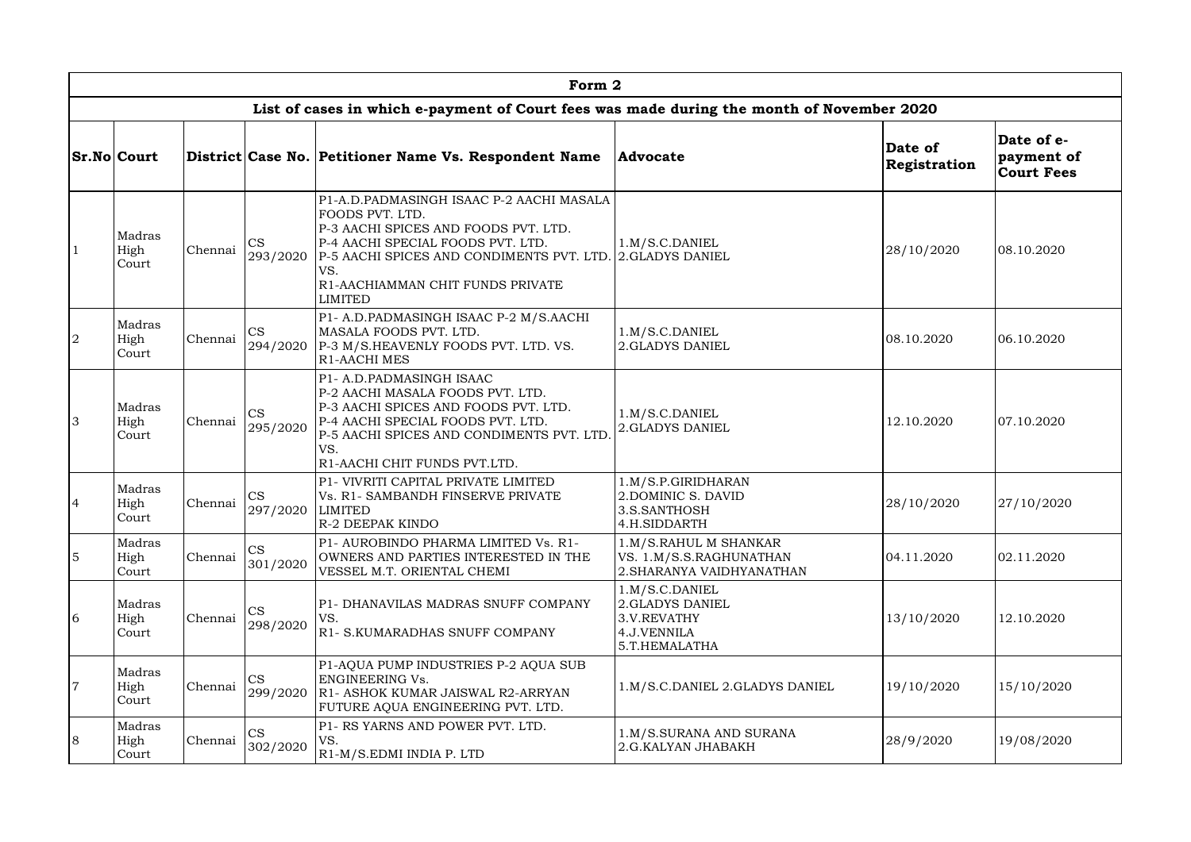# Form 2

## List of cases in which e-payment of Court fees was made during the month of November 2020

| Sr.No | Court | District | Case No. | Petitioner Name Vs. Respondent Name | Advocate | Date of Registration | Date of e-payment of Court Fees |
|---|---|---|---|---|---|---|---|
| 1 | Madras High Court | Chennai | CS 293/2020 | P1-A.D.PADMASINGH ISAAC P-2 AACHI MASALA FOODS PVT. LTD. P-3 AACHI SPICES AND FOODS PVT. LTD. P-4 AACHI SPECIAL FOODS PVT. LTD. P-5 AACHI SPICES AND CONDIMENTS PVT. LTD. VS. R1-AACHIAMMAN CHIT FUNDS PRIVATE LIMITED | 1.M/S.C.DANIEL 2.GLADYS DANIEL | 28/10/2020 | 08.10.2020 |
| 2 | Madras High Court | Chennai | CS 294/2020 | P1- A.D.PADMASINGH ISAAC P-2 M/S.AACHI MASALA FOODS PVT. LTD. P-3 M/S.HEAVENLY FOODS PVT. LTD. VS. R1-AACHI MES | 1.M/S.C.DANIEL 2.GLADYS DANIEL | 08.10.2020 | 06.10.2020 |
| 3 | Madras High Court | Chennai | CS 295/2020 | P1- A.D.PADMASINGH ISAAC P-2 AACHI MASALA FOODS PVT. LTD. P-3 AACHI SPICES AND FOODS PVT. LTD. P-4 AACHI SPECIAL FOODS PVT. LTD. P-5 AACHI SPICES AND CONDIMENTS PVT. LTD. VS. R1-AACHI CHIT FUNDS PVT.LTD. | 1.M/S.C.DANIEL 2.GLADYS DANIEL | 12.10.2020 | 07.10.2020 |
| 4 | Madras High Court | Chennai | CS 297/2020 | P1- VIVRITI CAPITAL PRIVATE LIMITED Vs. R1- SAMBANDH FINSERVE PRIVATE LIMITED R-2 DEEPAK KINDO | 1.M/S.P.GIRIDHARAN 2.DOMINIC S. DAVID 3.S.SANTHOSH 4.H.SIDDARTH | 28/10/2020 | 27/10/2020 |
| 5 | Madras High Court | Chennai | CS 301/2020 | P1- AUROBINDO PHARMA LIMITED Vs. R1- OWNERS AND PARTIES INTERESTED IN THE VESSEL M.T. ORIENTAL CHEMI | 1.M/S.RAHUL M SHANKAR VS. 1.M/S.S.RAGHUNATHAN 2.SHARANYA VAIDHYANATHAN | 04.11.2020 | 02.11.2020 |
| 6 | Madras High Court | Chennai | CS 298/2020 | P1- DHANAVILAS MADRAS SNUFF COMPANY VS. R1- S.KUMARADHAS SNUFF COMPANY | 1.M/S.C.DANIEL 2.GLADYS DANIEL 3.V.REVATHY 4.J.VENNILA 5.T.HEMALATHA | 13/10/2020 | 12.10.2020 |
| 7 | Madras High Court | Chennai | CS 299/2020 | P1-AQUA PUMP INDUSTRIES P-2 AQUA SUB ENGINEERING Vs. R1- ASHOK KUMAR JAISWAL R2-ARRYAN FUTURE AQUA ENGINEERING PVT. LTD. | 1.M/S.C.DANIEL 2.GLADYS DANIEL | 19/10/2020 | 15/10/2020 |
| 8 | Madras High Court | Chennai | CS 302/2020 | P1- RS YARNS AND POWER PVT. LTD. VS. R1-M/S.EDMI INDIA P. LTD | 1.M/S.SURANA AND SURANA 2.G.KALYAN JHABAKH | 28/9/2020 | 19/08/2020 |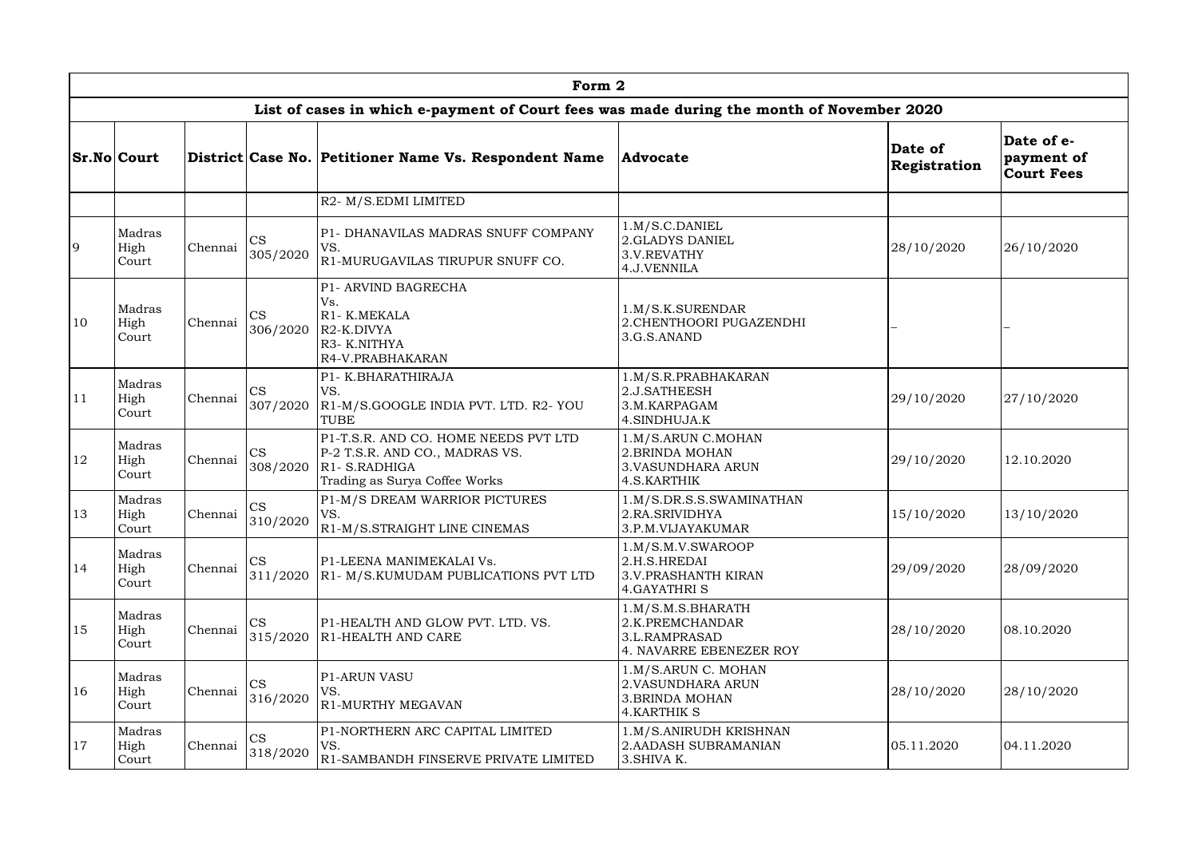# Form 2

## List of cases in which e-payment of Court fees was made during the month of November 2020

| Sr.No | Court | District | Case No. | Petitioner Name Vs. Respondent Name | Advocate | Date of Registration | Date of e-payment of Court Fees |
|---|---|---|---|---|---|---|---|
| | | | | R2- M/S.EDMI LIMITED | | | |
| 9 | Madras High Court | Chennai | CS 305/2020 | P1- DHANAVILAS MADRAS SNUFF COMPANY VS. R1-MURUGAVILAS TIRUPUR SNUFF CO. | 1.M/S.C.DANIEL 2.GLADYS DANIEL 3.V.REVATHY 4.J.VENNILA | 28/10/2020 | 26/10/2020 |
| 10 | Madras High Court | Chennai | CS 306/2020 | P1- ARVIND BAGRECHA Vs. R1- K.MEKALA R2-K.DIVYA R3- K.NITHYA R4-V.PRABHAKARAN | 1.M/S.K.SURENDAR 2.CHENTHOORI PUGAZENDHI 3.G.S.ANAND | – | – |
| 11 | Madras High Court | Chennai | CS 307/2020 | P1- K.BHARATHIRAJA VS. R1-M/S.GOOGLE INDIA PVT. LTD. R2- YOU TUBE | 1.M/S.R.PRABHAKARAN 2.J.SATHEESH 3.M.KARPAGAM 4.SINDHUJA.K | 29/10/2020 | 27/10/2020 |
| 12 | Madras High Court | Chennai | CS 308/2020 | P1-T.S.R. AND CO. HOME NEEDS PVT LTD P-2 T.S.R. AND CO., MADRAS VS. R1- S.RADHIGA Trading as Surya Coffee Works | 1.M/S.ARUN C.MOHAN 2.BRINDA MOHAN 3.VASUNDHARA ARUN 4.S.KARTHIK | 29/10/2020 | 12.10.2020 |
| 13 | Madras High Court | Chennai | CS 310/2020 | P1-M/S DREAM WARRIOR PICTURES VS. R1-M/S.STRAIGHT LINE CINEMAS | 1.M/S.DR.S.S.SWAMINATHAN 2.RA.SRIVIDHYA 3.P.M.VIJAYAKUMAR | 15/10/2020 | 13/10/2020 |
| 14 | Madras High Court | Chennai | CS 311/2020 | P1-LEENA MANIMEKALAI Vs. R1- M/S.KUMUDAM PUBLICATIONS PVT LTD | 1.M/S.M.V.SWAROOP 2.H.S.HREDAI 3.V.PRASHANTH KIRAN 4.GAYATHRI S | 29/09/2020 | 28/09/2020 |
| 15 | Madras High Court | Chennai | CS 315/2020 | P1-HEALTH AND GLOW PVT. LTD. VS. R1-HEALTH AND CARE | 1.M/S.M.S.BHARATH 2.K.PREMCHANDAR 3.L.RAMPRASAD 4. NAVARRE EBENEZER ROY | 28/10/2020 | 08.10.2020 |
| 16 | Madras High Court | Chennai | CS 316/2020 | P1-ARUN VASU VS. R1-MURTHY MEGAVAN | 1.M/S.ARUN C. MOHAN 2.VASUNDHARA ARUN 3.BRINDA MOHAN 4.KARTHIK S | 28/10/2020 | 28/10/2020 |
| 17 | Madras High Court | Chennai | CS 318/2020 | P1-NORTHERN ARC CAPITAL LIMITED VS. R1-SAMBANDH FINSERVE PRIVATE LIMITED | 1.M/S.ANIRUDH KRISHNAN 2.AADASH SUBRAMANIAN 3.SHIVA K. | 05.11.2020 | 04.11.2020 |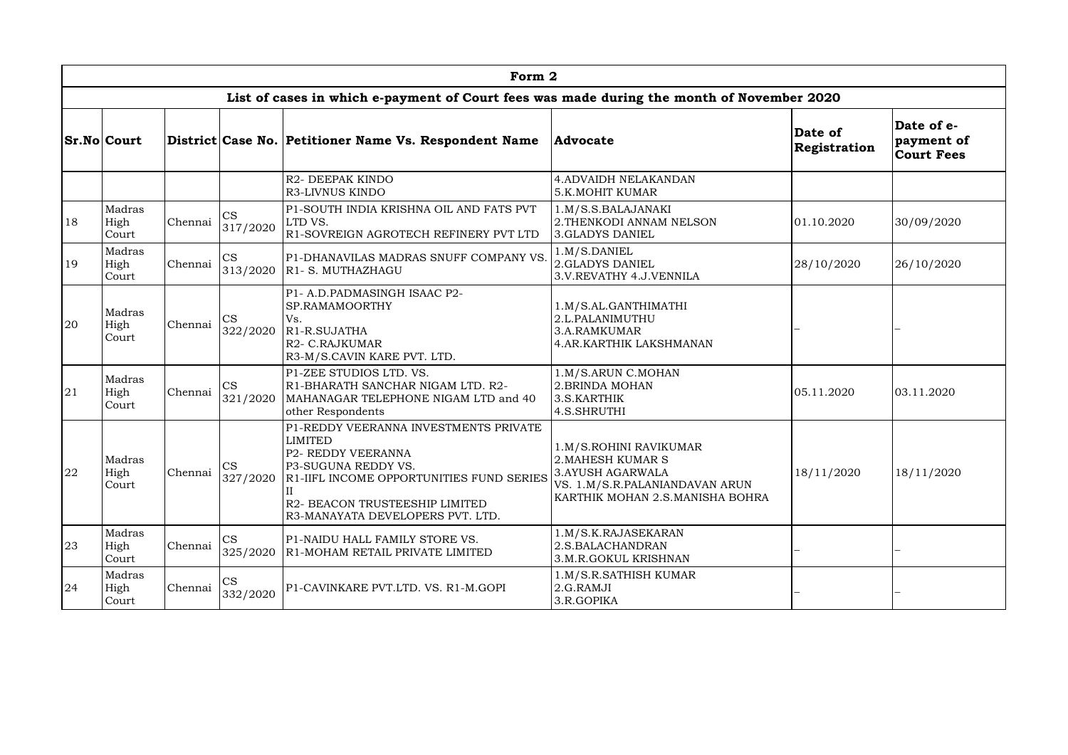## Form 2

### List of cases in which e-payment of Court fees was made during the month of November 2020

| Sr.No | Court | District | Case No. | Petitioner Name Vs. Respondent Name | Advocate | Date of Registration | Date of e-payment of Court Fees |
|---|---|---|---|---|---|---|---|
| | | | | R2- DEEPAK KINDO<br>R3-LIVNUS KINDO | 4.ADVAIDH NELAKANDAN<br>5.K.MOHIT KUMAR | | |
| 18 | Madras High Court | Chennai | CS 317/2020 | P1-SOUTH INDIA KRISHNA OIL AND FATS PVT LTD VS.<br>R1-SOVREIGN AGROTECH REFINERY PVT LTD | 1.M/S.S.BALAJANAKI<br>2.THENKODI ANNAM NELSON<br>3.GLADYS DANIEL | 01.10.2020 | 30/09/2020 |
| 19 | Madras High Court | Chennai | CS 313/2020 | P1-DHANAVILAS MADRAS SNUFF COMPANY VS.<br>R1- S. MUTHAZHAGU | 1.M/S.DANIEL<br>2.GLADYS DANIEL<br>3.V.REVATHY 4.J.VENNILA | 28/10/2020 | 26/10/2020 |
| 20 | Madras High Court | Chennai | CS 322/2020 | P1- A.D.PADMASINGH ISAAC P2-SP.RAMAMOORTHY<br>Vs.<br>R1-R.SUJATHA<br>R2- C.RAJKUMAR<br>R3-M/S.CAVIN KARE PVT. LTD. | 1.M/S.AL.GANTHIMATHI<br>2.L.PALANIMUTHU<br>3.A.RAMKUMAR<br>4.AR.KARTHIK LAKSHMANAN | – | – |
| 21 | Madras High Court | Chennai | CS 321/2020 | P1-ZEE STUDIOS LTD. VS.<br>R1-BHARATH SANCHAR NIGAM LTD. R2-MAHANAGAR TELEPHONE NIGAM LTD and 40 other Respondents | 1.M/S.ARUN C.MOHAN<br>2.BRINDA MOHAN<br>3.S.KARTHIK<br>4.S.SHRUTHI | 05.11.2020 | 03.11.2020 |
| 22 | Madras High Court | Chennai | CS 327/2020 | P1-REDDY VEERANNA INVESTMENTS PRIVATE LIMITED<br>P2- REDDY VEERANNA<br>P3-SUGUNA REDDY VS.<br>R1-IIFL INCOME OPPORTUNITIES FUND SERIES II<br>R2- BEACON TRUSTEESHIP LIMITED<br>R3-MANAYATA DEVELOPERS PVT. LTD. | 1.M/S.ROHINI RAVIKUMAR<br>2.MAHESH KUMAR S<br>3.AYUSH AGARWALA<br>VS. 1.M/S.R.PALANIANDAVAN ARUN KARTHIK MOHAN 2.S.MANISHA BOHRA | 18/11/2020 | 18/11/2020 |
| 23 | Madras High Court | Chennai | CS 325/2020 | P1-NAIDU HALL FAMILY STORE VS.<br>R1-MOHAM RETAIL PRIVATE LIMITED | 1.M/S.K.RAJASEKARAN<br>2.S.BALACHANDRAN<br>3.M.R.GOKUL KRISHNAN | – | – |
| 24 | Madras High Court | Chennai | CS 332/2020 | P1-CAVINKARE PVT.LTD. VS. R1-M.GOPI | 1.M/S.R.SATHISH KUMAR<br>2.G.RAMJI<br>3.R.GOPIKA | – | – |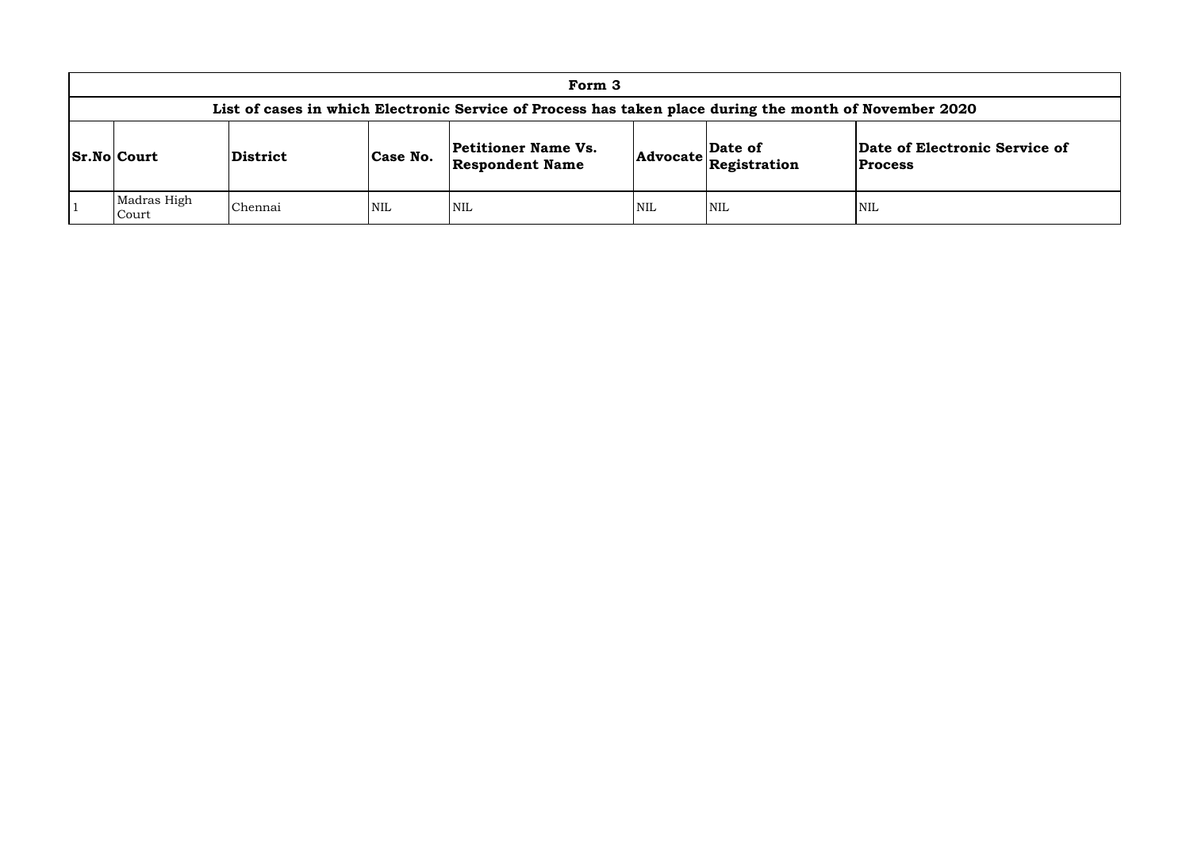| Form 3 | | | | | | | |
|---|---|---|---|---|---|---|---|
| List of cases in which Electronic Service of Process has taken place during the month of November 2020 | | | | | | | |
| **Sr.No** | **Court** | **District** | **Case No.** | **Petitioner Name Vs. Respondent Name** | **Advocate** | **Date of Registration** | **Date of Electronic Service of Process** |
| 1 | Madras High Court | Chennai | NIL | NIL | NIL | NIL | NIL |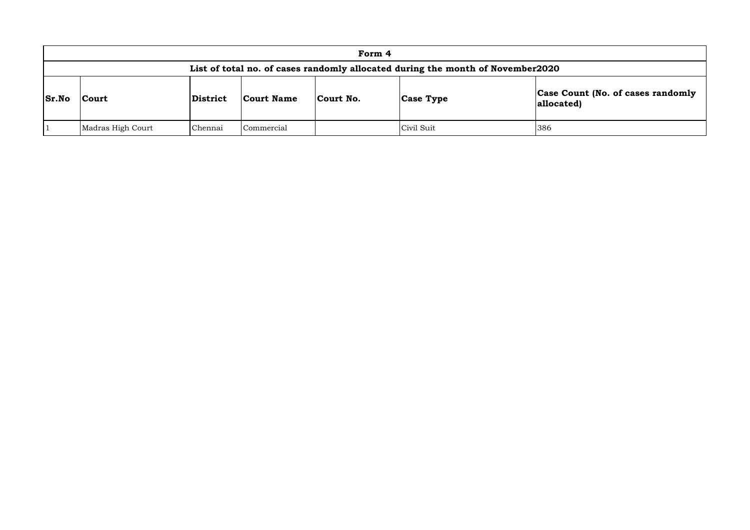| Form 4 | | | | | | |
|---|---|---|---|---|---|---|
| **List of total no. of cases randomly allocated during the month of November2020** | | | | | | |
| **Sr.No** | **Court** | **District** | **Court Name** | **Court No.** | **Case Type** | **Case Count (No. of cases randomly allocated)** |
| 1 | Madras High Court | Chennai | Commercial | | Civil Suit | 386 |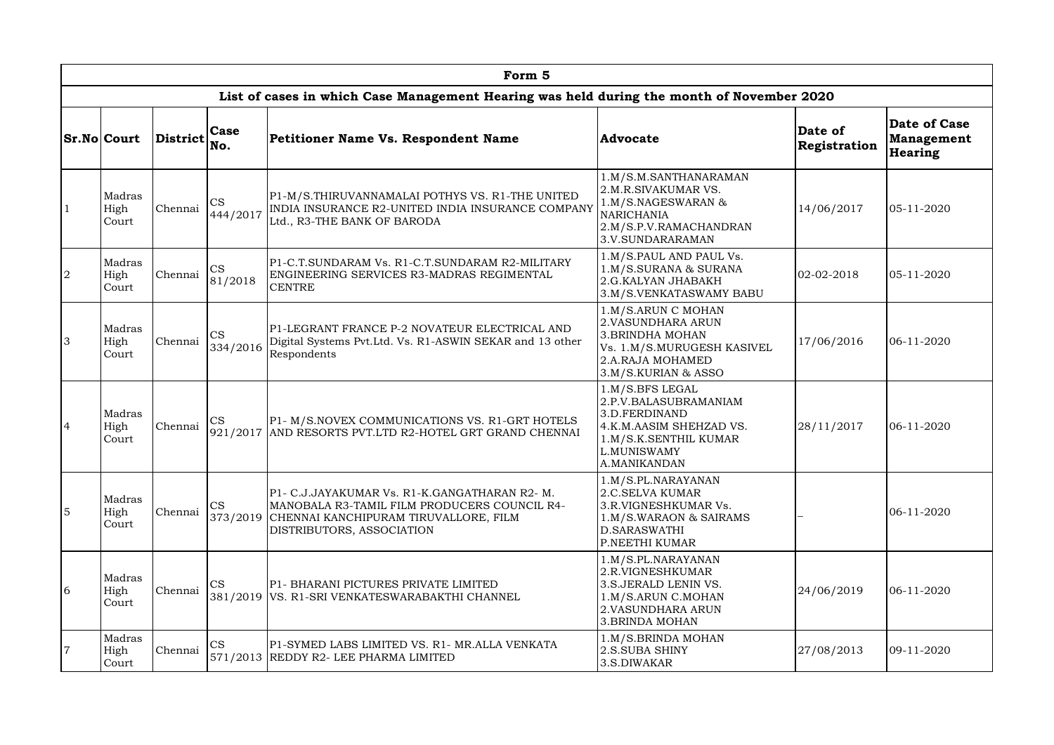| Form 5 | | | | | | | |
|---|---|---|---|---|---|---|---|
| **List of cases in which Case Management Hearing was held during the month of November 2020** | | | | | | | |
| **Sr.No** | **Court** | **District** | **Case No.** | **Petitioner Name Vs. Respondent Name** | **Advocate** | **Date of Registration** | **Date of Case Management Hearing** |
| 1 | Madras High Court | Chennai | CS 444/2017 | P1-M/S.THIRUVANNAMALAI POTHYS VS. R1-THE UNITED INDIA INSURANCE R2-UNITED INDIA INSURANCE COMPANY Ltd., R3-THE BANK OF BARODA | 1.M/S.M.SANTHANARAMAN 2.M.R.SIVAKUMAR VS. 1.M/S.NAGESWARAN & NARICHANIA 2.M/S.P.V.RAMACHANDRAN 3.V.SUNDARARAMAN | 14/06/2017 | 05-11-2020 |
| 2 | Madras High Court | Chennai | CS 81/2018 | P1-C.T.SUNDARAM Vs. R1-C.T.SUNDARAM R2-MILITARY ENGINEERING SERVICES R3-MADRAS REGIMENTAL CENTRE | 1.M/S.PAUL AND PAUL Vs. 1.M/S.SURANA & SURANA 2.G.KALYAN JHABAKH 3.M/S.VENKATASWAMY BABU | 02-02-2018 | 05-11-2020 |
| 3 | Madras High Court | Chennai | CS 334/2016 | P1-LEGRANT FRANCE P-2 NOVATEUR ELECTRICAL AND Digital Systems Pvt.Ltd. Vs. R1-ASWIN SEKAR and 13 other Respondents | 1.M/S.ARUN C MOHAN 2.VASUNDHARA ARUN 3.BRINDHA MOHAN Vs. 1.M/S.MURUGESH KASIVEL 2.A.RAJA MOHAMED 3.M/S.KURIAN & ASSO | 17/06/2016 | 06-11-2020 |
| 4 | Madras High Court | Chennai | CS 921/2017 | P1- M/S.NOVEX COMMUNICATIONS VS. R1-GRT HOTELS AND RESORTS PVT.LTD R2-HOTEL GRT GRAND CHENNAI | 1.M/S.BFS LEGAL 2.P.V.BALASUBRAMANIAM 3.D.FERDINAND 4.K.M.AASIM SHEHZAD VS. 1.M/S.K.SENTHIL KUMAR L.MUNISWAMY A.MANIKANDAN | 28/11/2017 | 06-11-2020 |
| 5 | Madras High Court | Chennai | CS 373/2019 | P1- C.J.JAYAKUMAR Vs. R1-K.GANGATHARAN R2- M. MANOBALA R3-TAMIL FILM PRODUCERS COUNCIL R4-CHENNAI KANCHIPURAM TIRUVALLORE, FILM DISTRIBUTORS, ASSOCIATION | 1.M/S.PL.NARAYANAN 2.C.SELVA KUMAR 3.R.VIGNESHKUMAR Vs. 1.M/S.WARAON & SAIRAMS D.SARASWATHI P.NEETHI KUMAR | – | 06-11-2020 |
| 6 | Madras High Court | Chennai | CS 381/2019 | P1- BHARANI PICTURES PRIVATE LIMITED VS. R1-SRI VENKATESWARABAKTHI CHANNEL | 1.M/S.PL.NARAYANAN 2.R.VIGNESHKUMAR 3.S.JERALD LENIN VS. 1.M/S.ARUN C.MOHAN 2.VASUNDHARA ARUN 3.BRINDA MOHAN | 24/06/2019 | 06-11-2020 |
| 7 | Madras High Court | Chennai | CS 571/2013 | P1-SYMED LABS LIMITED VS. R1- MR.ALLA VENKATA REDDY R2- LEE PHARMA LIMITED | 1.M/S.BRINDA MOHAN 2.S.SUBA SHINY 3.S.DIWAKAR | 27/08/2013 | 09-11-2020 |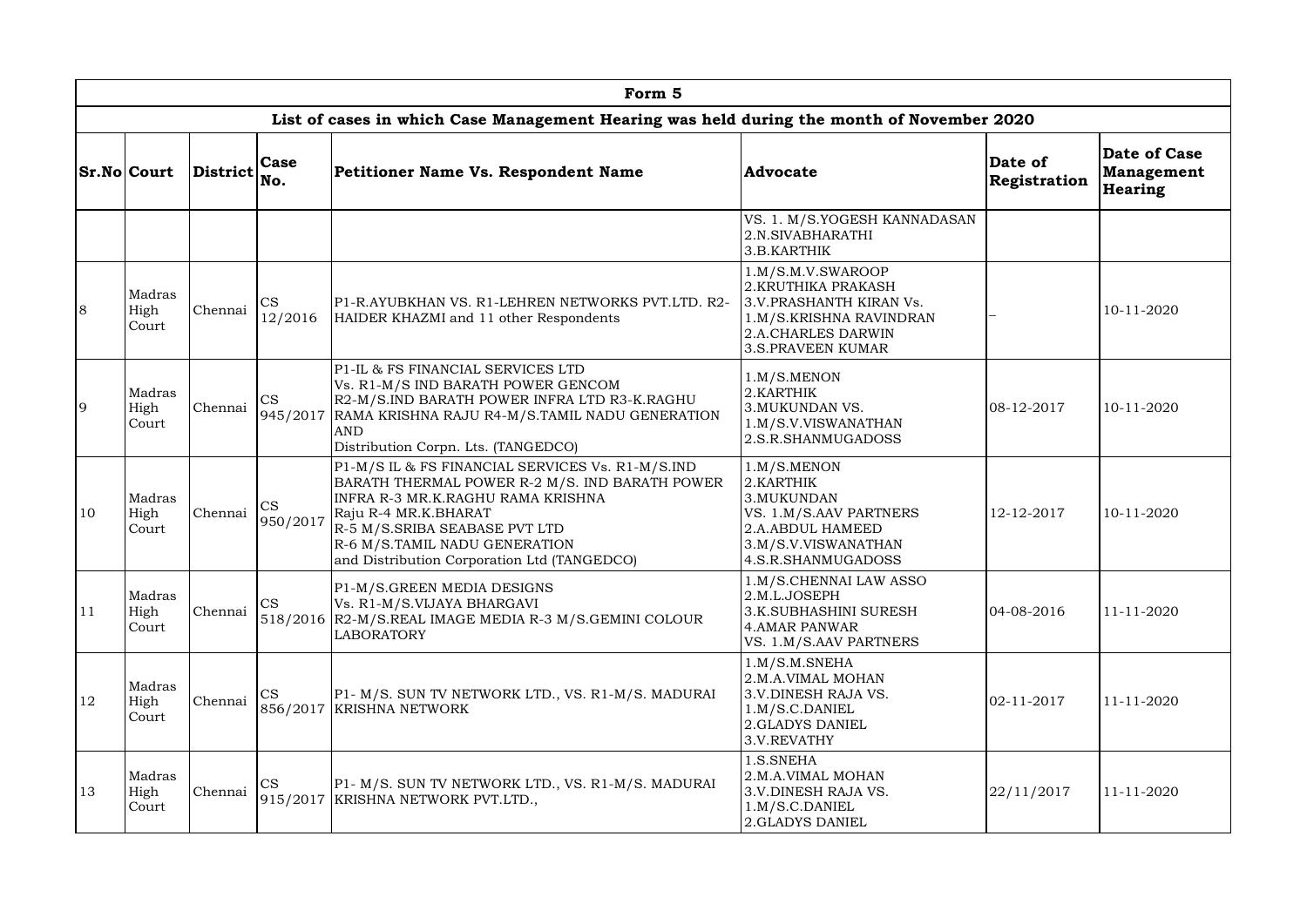| Form 5 | | | | | | | |
|---|---|---|---|---|---|---|---|
| List of cases in which Case Management Hearing was held during the month of November 2020 | | | | | | | |
| **Sr.No** | **Court** | **District** | **Case No.** | **Petitioner Name Vs. Respondent Name** | **Advocate** | **Date of Registration** | **Date of Case Management Hearing** |
| | | | | | VS. 1. M/S.YOGESH KANNADASAN 2.N.SIVABHARATHI 3.B.KARTHIK | | |
| 8 | Madras High Court | Chennai | CS 12/2016 | P1-R.AYUBKHAN VS. R1-LEHREN NETWORKS PVT.LTD. R2-HAIDER KHAZMI and 11 other Respondents | 1.M/S.M.V.SWAROOP 2.KRUTHIKA PRAKASH 3.V.PRASHANTH KIRAN Vs. 1.M/S.KRISHNA RAVINDRAN 2.A.CHARLES DARWIN 3.S.PRAVEEN KUMAR | – | 10-11-2020 |
| 9 | Madras High Court | Chennai | CS 945/2017 | P1-IL & FS FINANCIAL SERVICES LTD Vs. R1-M/S IND BARATH POWER GENCOM R2-M/S.IND BARATH POWER INFRA LTD R3-K.RAGHU RAMA KRISHNA RAJU R4-M/S.TAMIL NADU GENERATION AND Distribution Corpn. Lts. (TANGEDCO) | 1.M/S.MENON 2.KARTHIK 3.MUKUNDAN VS. 1.M/S.V.VISWANATHAN 2.S.R.SHANMUGADOSS | 08-12-2017 | 10-11-2020 |
| 10 | Madras High Court | Chennai | CS 950/2017 | P1-M/S IL & FS FINANCIAL SERVICES Vs. R1-M/S.IND BARATH THERMAL POWER R-2 M/S. IND BARATH POWER INFRA R-3 MR.K.RAGHU RAMA KRISHNA Raju R-4 MR.K.BHARAT R-5 M/S.SRIBA SEABASE PVT LTD R-6 M/S.TAMIL NADU GENERATION and Distribution Corporation Ltd (TANGEDCO) | 1.M/S.MENON 2.KARTHIK 3.MUKUNDAN VS. 1.M/S.AAV PARTNERS 2.A.ABDUL HAMEED 3.M/S.V.VISWANATHAN 4.S.R.SHANMUGADOSS | 12-12-2017 | 10-11-2020 |
| 11 | Madras High Court | Chennai | CS 518/2016 | P1-M/S.GREEN MEDIA DESIGNS Vs. R1-M/S.VIJAYA BHARGAVI R2-M/S.REAL IMAGE MEDIA R-3 M/S.GEMINI COLOUR LABORATORY | 1.M/S.CHENNAI LAW ASSO 2.M.L.JOSEPH 3.K.SUBHASHINI SURESH 4.AMAR PANWAR VS. 1.M/S.AAV PARTNERS | 04-08-2016 | 11-11-2020 |
| 12 | Madras High Court | Chennai | CS 856/2017 | P1- M/S. SUN TV NETWORK LTD., VS. R1-M/S. MADURAI KRISHNA NETWORK | 1.M/S.M.SNEHA 2.M.A.VIMAL MOHAN 3.V.DINESH RAJA VS. 1.M/S.C.DANIEL 2.GLADYS DANIEL 3.V.REVATHY | 02-11-2017 | 11-11-2020 |
| 13 | Madras High Court | Chennai | CS 915/2017 | P1- M/S. SUN TV NETWORK LTD., VS. R1-M/S. MADURAI KRISHNA NETWORK PVT.LTD., | 1.S.SNEHA 2.M.A.VIMAL MOHAN 3.V.DINESH RAJA VS. 1.M/S.C.DANIEL 2.GLADYS DANIEL | 22/11/2017 | 11-11-2020 |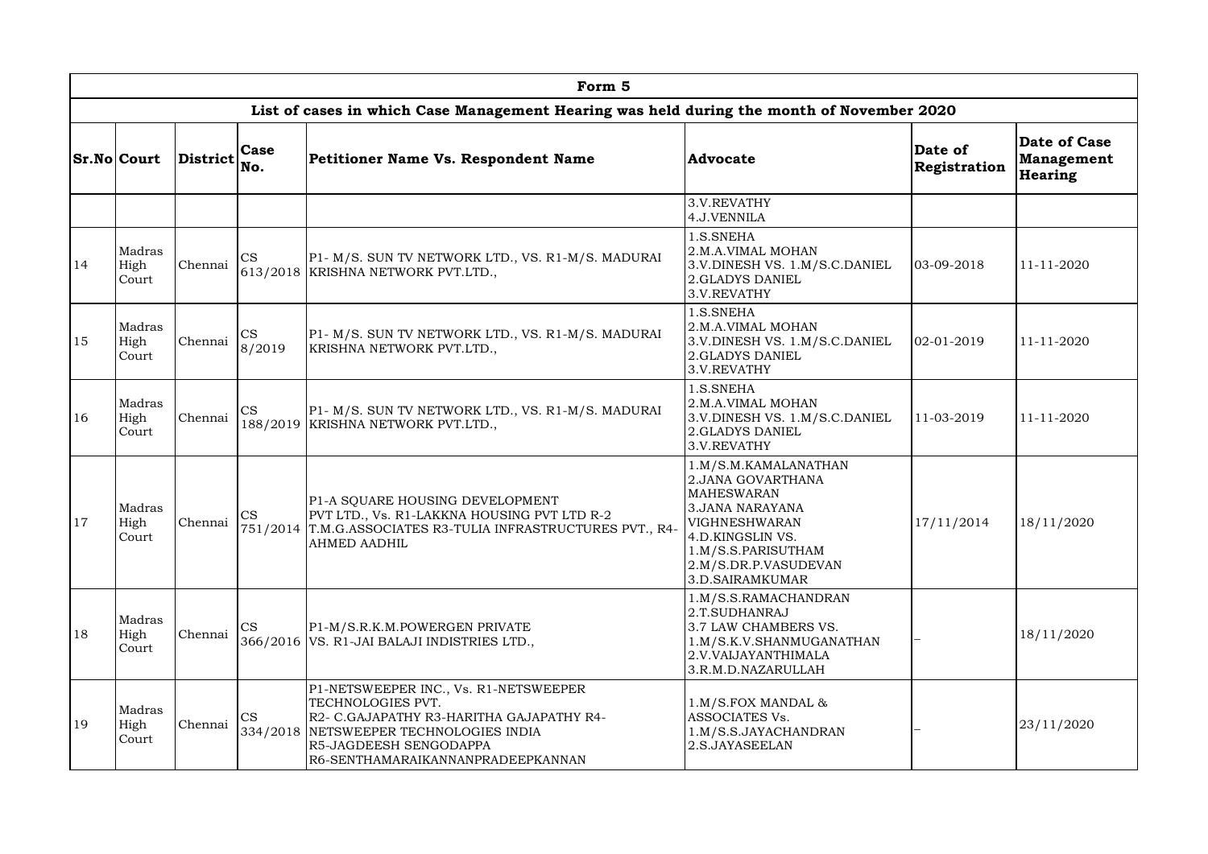| Form 5 | | | | | | | |
|---|---|---|---|---|---|---|---|
| List of cases in which Case Management Hearing was held during the month of November 2020 | | | | | | | |
| **Sr.No** | **Court** | **District** | **Case No.** | **Petitioner Name Vs. Respondent Name** | **Advocate** | **Date of Registration** | **Date of Case Management Hearing** |
| | | | | | 3.V.REVATHY<br>4.J.VENNILA | | |
| 14 | Madras High Court | Chennai | CS 613/2018 | P1- M/S. SUN TV NETWORK LTD., VS. R1-M/S. MADURAI KRISHNA NETWORK PVT.LTD., | 1.S.SNEHA<br>2.M.A.VIMAL MOHAN<br>3.V.DINESH VS. 1.M/S.C.DANIEL<br>2.GLADYS DANIEL<br>3.V.REVATHY | 03-09-2018 | 11-11-2020 |
| 15 | Madras High Court | Chennai | CS 8/2019 | P1- M/S. SUN TV NETWORK LTD., VS. R1-M/S. MADURAI KRISHNA NETWORK PVT.LTD., | 1.S.SNEHA<br>2.M.A.VIMAL MOHAN<br>3.V.DINESH VS. 1.M/S.C.DANIEL<br>2.GLADYS DANIEL<br>3.V.REVATHY | 02-01-2019 | 11-11-2020 |
| 16 | Madras High Court | Chennai | CS 188/2019 | P1- M/S. SUN TV NETWORK LTD., VS. R1-M/S. MADURAI KRISHNA NETWORK PVT.LTD., | 1.S.SNEHA<br>2.M.A.VIMAL MOHAN<br>3.V.DINESH VS. 1.M/S.C.DANIEL<br>2.GLADYS DANIEL<br>3.V.REVATHY | 11-03-2019 | 11-11-2020 |
| 17 | Madras High Court | Chennai | CS 751/2014 | P1-A SQUARE HOUSING DEVELOPMENT PVT LTD., Vs. R1-LAKKNA HOUSING PVT LTD R-2 T.M.G.ASSOCIATES R3-TULIA INFRASTRUCTURES PVT., R4-AHMED AADHIL | 1.M/S.M.KAMALANATHAN<br>2.JANA GOVARTHANA MAHESWARAN<br>3.JANA NARAYANA VIGHNESHWARAN<br>4.D.KINGSLIN VS.<br>1.M/S.S.PARISUTHAM<br>2.M/S.DR.P.VASUDEVAN<br>3.D.SAIRAMKUMAR | 17/11/2014 | 18/11/2020 |
| 18 | Madras High Court | Chennai | CS 366/2016 | P1-M/S.R.K.M.POWERGEN PRIVATE VS. R1-JAI BALAJI INDISTRIES LTD., | 1.M/S.S.RAMACHANDRAN<br>2.T.SUDHANRAJ<br>3.7 LAW CHAMBERS VS.<br>1.M/S.K.V.SHANMUGANATHAN<br>2.V.VAIJAYANTHIMALA<br>3.R.M.D.NAZARULLAH | – | 18/11/2020 |
| 19 | Madras High Court | Chennai | CS 334/2018 | P1-NETSWEEPER INC., Vs. R1-NETSWEEPER TECHNOLOGIES PVT. R2- C.GAJAPATHY R3-HARITHA GAJAPATHY R4-NETSWEEPER TECHNOLOGIES INDIA R5-JAGDEESH SENGODAPPA R6-SENTHAMARAIKANNANPRADEEPKANNAN | 1.M/S.FOX MANDAL & ASSOCIATES Vs.<br>1.M/S.S.JAYACHANDRAN<br>2.S.JAYASEELAN | – | 23/11/2020 |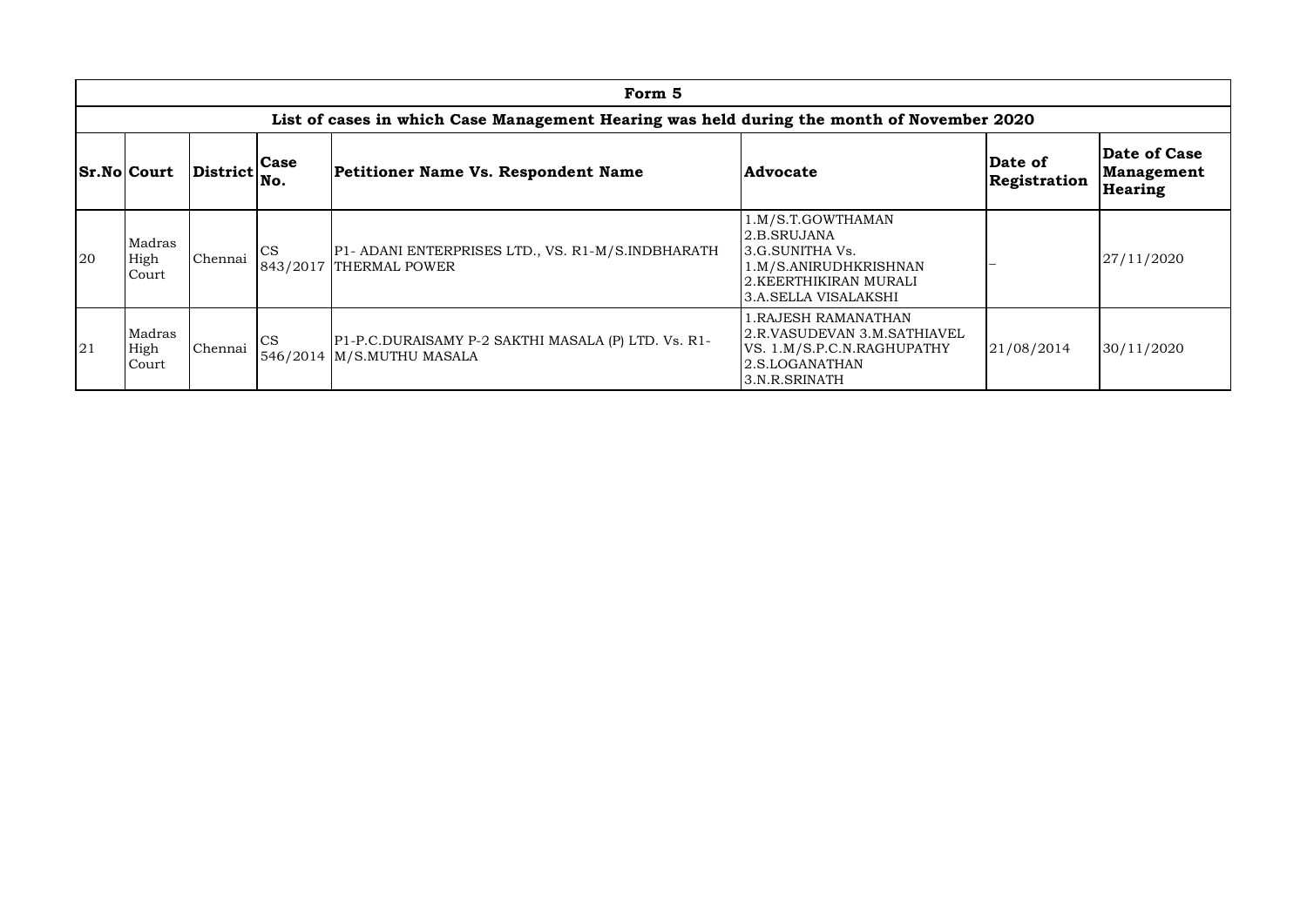| Form 5 | | | | | | | |
|---|---|---|---|---|---|---|---|
| List of cases in which Case Management Hearing was held during the month of November 2020 | | | | | | | |
| **Sr.No** | **Court** | **District** | **Case No.** | **Petitioner Name Vs. Respondent Name** | **Advocate** | **Date of Registration** | **Date of Case Management Hearing** |
| 20 | Madras High Court | Chennai | CS 843/2017 | P1- ADANI ENTERPRISES LTD., VS. R1-M/S.INDBHARATH THERMAL POWER | 1.M/S.T.GOWTHAMAN 2.B.SRUJANA 3.G.SUNITHA Vs. 1.M/S.ANIRUDHKRISHNAN 2.KEERTHIKIRAN MURALI 3.A.SELLA VISALAKSHI | – | 27/11/2020 |
| 21 | Madras High Court | Chennai | CS 546/2014 | P1-P.C.DURAISAMY P-2 SAKTHI MASALA (P) LTD. Vs. R1-M/S.MUTHU MASALA | 1.RAJESH RAMANATHAN 2.R.VASUDEVAN 3.M.SATHIAVEL VS. 1.M/S.P.C.N.RAGHUPATHY 2.S.LOGANATHAN 3.N.R.SRINATH | 21/08/2014 | 30/11/2020 |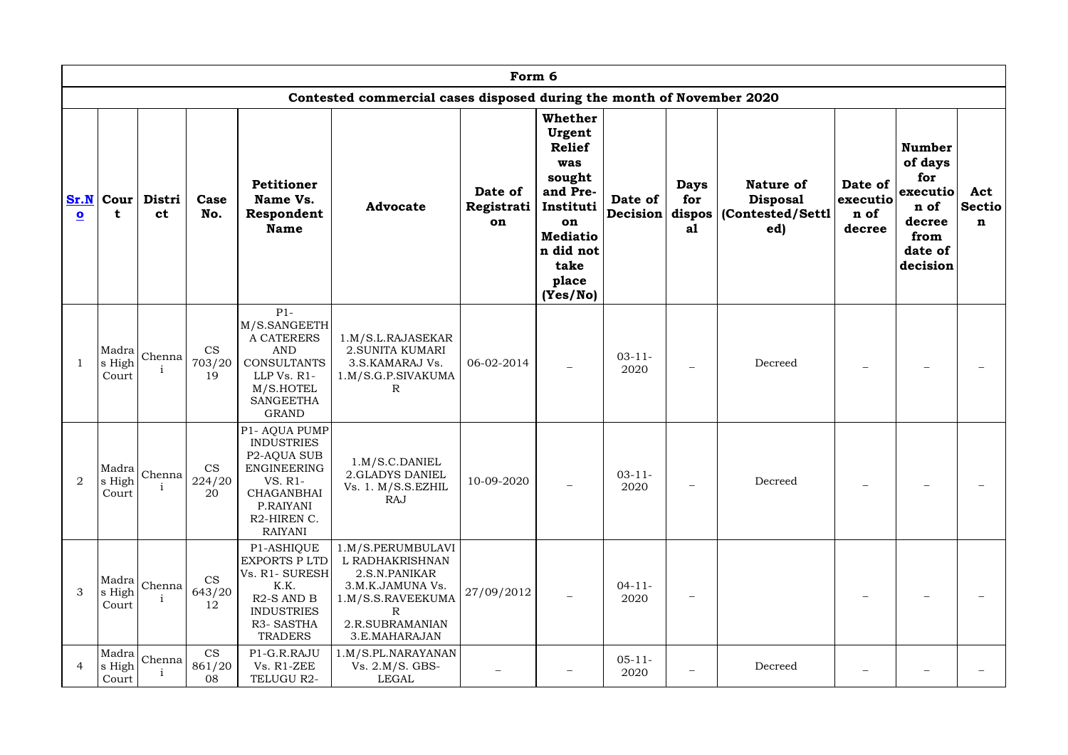| Form 6 | | | | | | | | | | | | | |
|---|---|---|---|---|---|---|---|---|---|---|---|---|---|
| Contested commercial cases disposed during the month of November 2020 | | | | | | | | | | | | | |
| Sr.No | Court | District | Case No. | Petitioner Name Vs. Respondent Name | Advocate | Date of Registration | Whether Urgent Relief was sought and Pre-Institution Mediation did not take place (Yes/No) | Date of Decision | Days for disposal | Nature of Disposal (Contested/Settled) | Date of execution of decree | Number of days for execution of decree from date of decision | Act Section |
| 1 | Madras High Court | Chennai | CS 703/2019 | P1-M/S.SANGEETHA CATERERS AND CONSULTANTS LLP Vs. R1-M/S.HOTEL SANGEETHA GRAND | 1.M/S.L.RAJASEKAR 2.SUNITA KUMARI 3.S.KAMARAJ Vs. 1.M/S.G.P.SIVAKUMAR | 06-02-2014 | – | 03-11-2020 | – | Decreed | – | – | – |
| 2 | Madras High Court | Chennai | CS 224/2020 | P1- AQUA PUMP INDUSTRIES P2-AQUA SUB ENGINEERING VS. R1-CHAGANBHAI P.RAIYANI R2-HIREN C. RAIYANI | 1.M/S.C.DANIEL 2.GLADYS DANIEL Vs. 1. M/S.S.EZHIL RAJ | 10-09-2020 | – | 03-11-2020 | – | Decreed | – | – | – |
| 3 | Madras High Court | Chennai | CS 643/2012 | P1-ASHIQUE EXPORTS P LTD Vs. R1- SURESH K.K. R2-S AND B INDUSTRIES R3- SASTHA TRADERS | 1.M/S.PERUMBULAVIL RADHAKRISHNAN 2.S.N.PANIKAR 3.M.K.JAMUNA Vs. 1.M/S.S.RAVEEKUMAR 2.R.SUBRAMANIAN 3.E.MAHARAJAN | 27/09/2012 | – | 04-11-2020 | – | | – | – | – |
| 4 | Madras High Court | Chennai | CS 861/2008 | P1-G.R.RAJU Vs. R1-ZEE TELUGU R2- | 1.M/S.PL.NARAYANAN Vs. 2.M/S. GBS-LEGAL | – | – | 05-11-2020 | – | Decreed | – | – | – |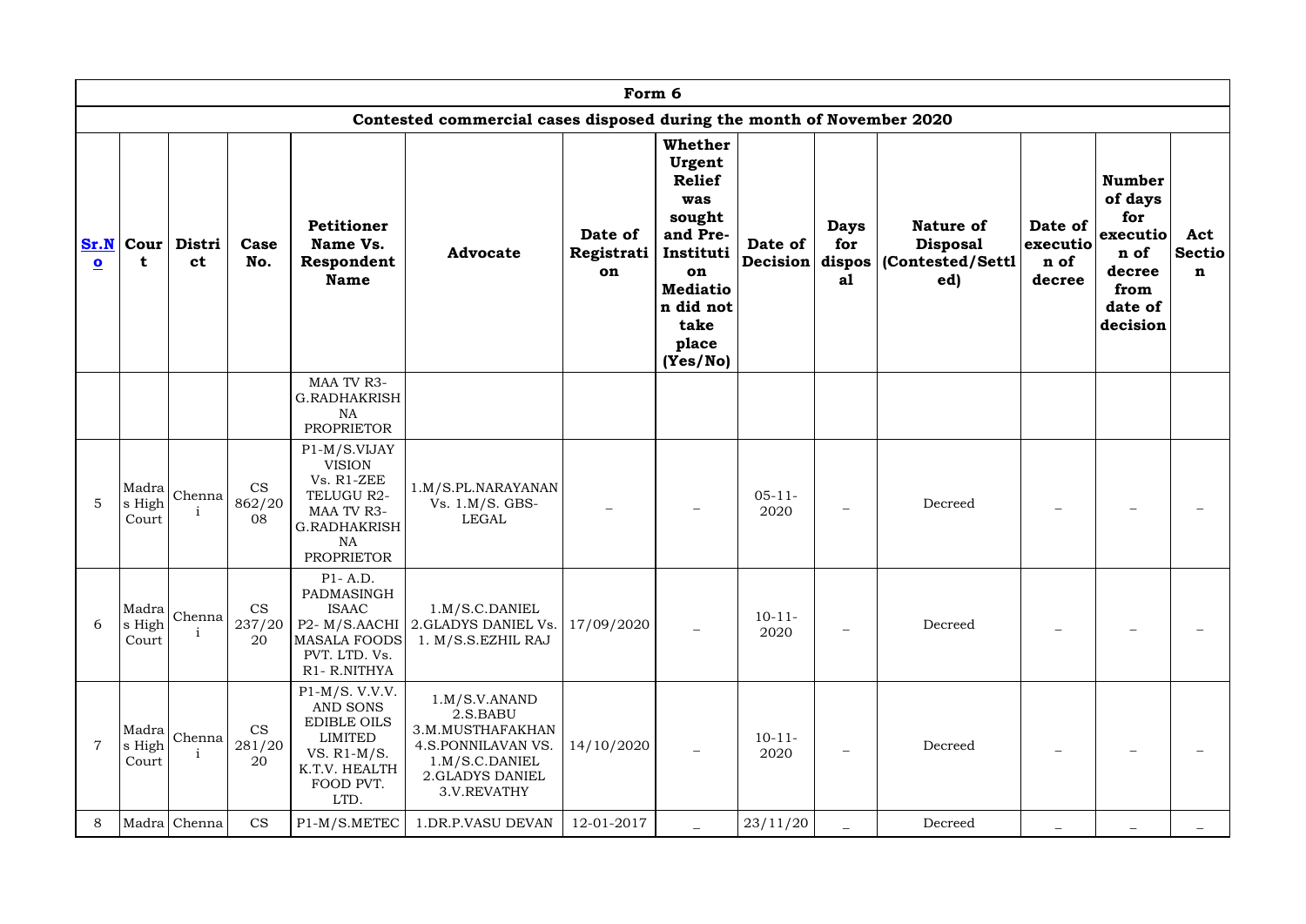| Form 6 | | | | | | | | | | | | | |
|---|---|---|---|---|---|---|---|---|---|---|---|---|---|
| Contested commercial cases disposed during the month of November 2020 | | | | | | | | | | | | | |
| **Sr.No** | **Court** | **District** | **Case No.** | **Petitioner Name Vs. Respondent Name** | **Advocate** | **Date of Registration** | **Whether Urgent Relief was sought and Pre-Institution Mediation did not take place (Yes/No)** | **Date of Decision** | **Days for disposal** | **Nature of Disposal (Contested/Settled)** | **Date of execution of decree** | **Number of days for execution of decree from date of decision** | **Act Section** |
| | | | | MAA TV R3-G.RADHAKRISHNA PROPRIETOR | | | | | | | | | |
| 5 | Madras High Court | Chennai | CS 862/2008 | P1-M/S.VIJAY VISION Vs. R1-ZEE TELUGU R2-MAA TV R3-G.RADHAKRISHNA PROPRIETOR | 1.M/S.PL.NARAYANAN Vs. 1.M/S. GBS-LEGAL | _ | _ | 05-11-2020 | _ | Decreed | _ | _ | _ |
| 6 | Madras High Court | Chennai | CS 237/2020 | P1- A.D. PADMASINGH ISAAC P2- M/S.AACHI MASALA FOODS PVT. LTD. Vs. R1- R.NITHYA | 1.M/S.C.DANIEL 2.GLADYS DANIEL Vs. 1. M/S.S.EZHIL RAJ | 17/09/2020 | _ | 10-11-2020 | _ | Decreed | _ | _ | _ |
| 7 | Madras High Court | Chennai | CS 281/2020 | P1-M/S. V.V.V. AND SONS EDIBLE OILS LIMITED VS. R1-M/S. K.T.V. HEALTH FOOD PVT. LTD. | 1.M/S.V.ANAND 2.S.BABU 3.M.MUSTHAFAKHAN 4.S.PONNILAVAN VS. 1.M/S.C.DANIEL 2.GLADYS DANIEL 3.V.REVATHY | 14/10/2020 | _ | 10-11-2020 | _ | Decreed | _ | _ | _ |
| 8 | Madra | Chenna | CS | P1-M/S.METEC | 1.DR.P.VASU DEVAN | 12-01-2017 | _ | 23/11/20 | _ | Decreed | _ | _ | _ |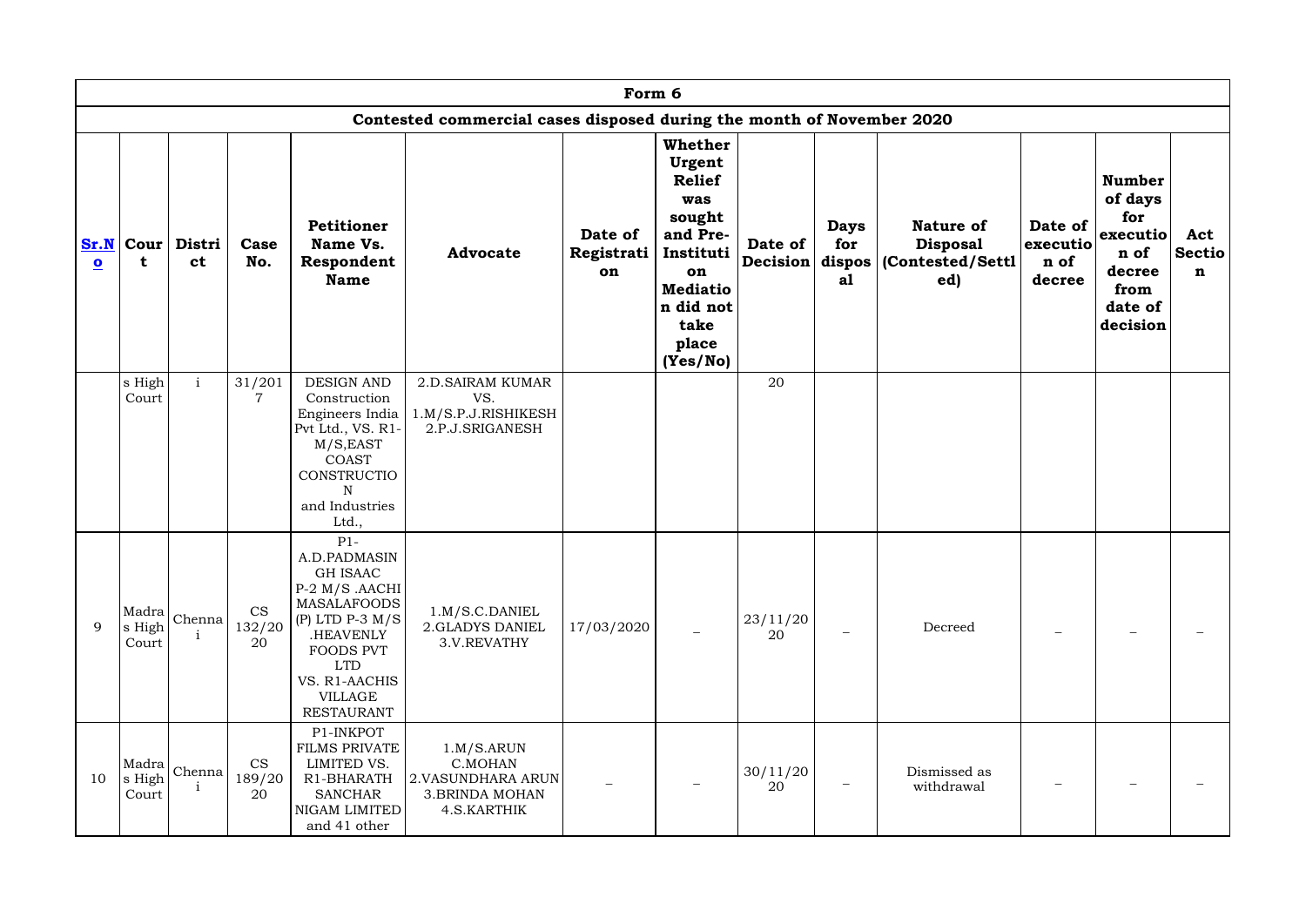| Form 6 | | | | | | | | | | | | | |
|---|---|---|---|---|---|---|---|---|---|---|---|---|---|
| Contested commercial cases disposed during the month of November 2020 | | | | | | | | | | | | | |
| **Sr.No** | **Court** | **District** | **Case No.** | **Petitioner Name Vs. Respondent Name** | **Advocate** | **Date of Registration** | **Whether Urgent Relief was sought and Pre-Institution Mediation did not take place (Yes/No)** | **Date of Decision** | **Days for disposal** | **Nature of Disposal (Contested/Settled)** | **Date of execution of decree** | **Number of days for execution of decree from date of decision** | **Act Section** |
| | s High Court | i | 31/2017 | DESIGN AND Construction Engineers India Pvt Ltd., VS. R1-M/S,EAST COAST CONSTRUCTION and Industries Ltd., | 2.D.SAIRAM KUMAR VS. 1.M/S.P.J.RISHIKESH 2.P.J.SRIGANESH | | | 20 | | | | | |
| 9 | Madras High Court | Chennai | CS 132/2020 | P1-A.D.PADMASINGH ISAAC P-2 M/S .AACHI MASALAFOODS (P) LTD P-3 M/S .HEAVENLY FOODS PVT LTD VS. R1-AACHIS VILLAGE RESTAURANT | 1.M/S.C.DANIEL 2.GLADYS DANIEL 3.V.REVATHY | 17/03/2020 | – | 23/11/2020 | – | Decreed | – | – | – |
| 10 | Madras High Court | Chennai | CS 189/2020 | P1-INKPOT FILMS PRIVATE LIMITED VS. R1-BHARATH SANCHAR NIGAM LIMITED and 41 other | 1.M/S.ARUN C.MOHAN 2.VASUNDHARA ARUN 3.BRINDA MOHAN 4.S.KARTHIK | – | – | 30/11/2020 | – | Dismissed as withdrawal | – | – | – |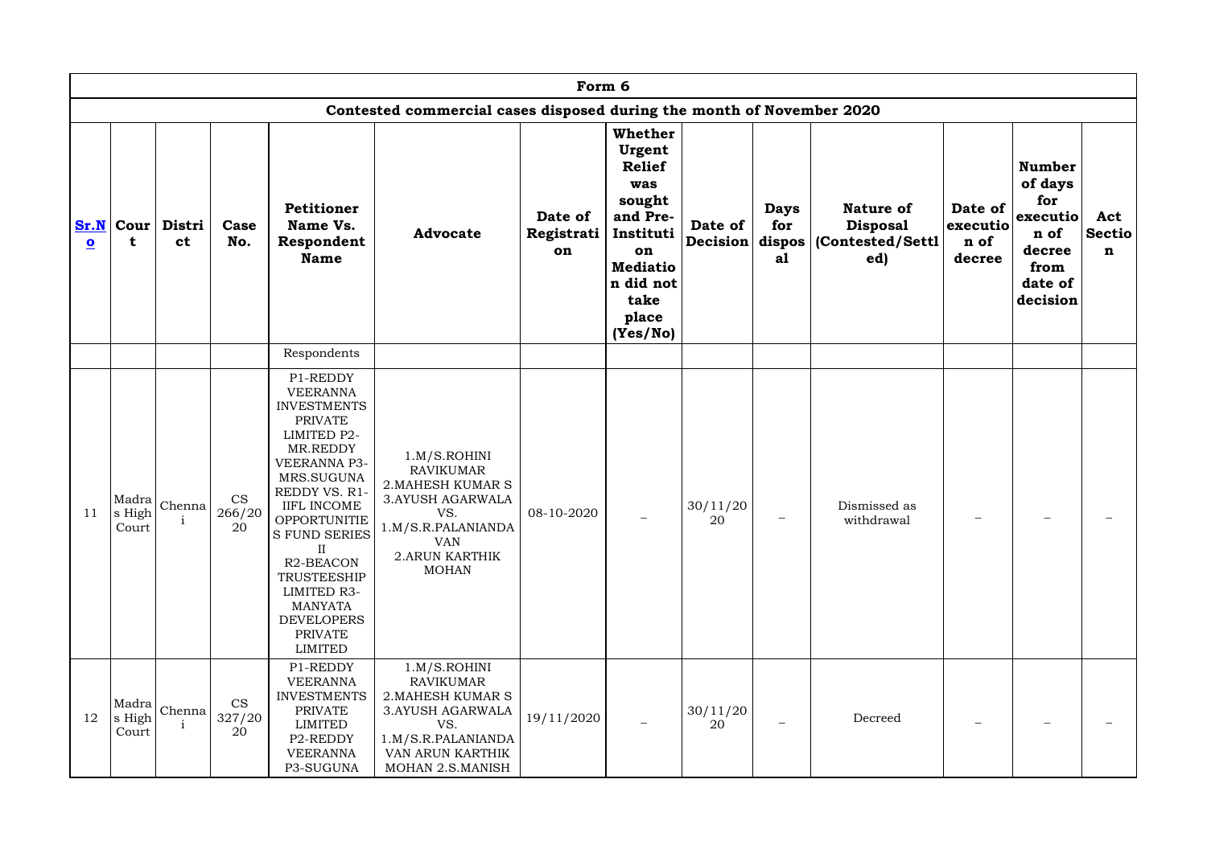# Form 6

## Contested commercial cases disposed during the month of November 2020

| Sr.No | Court | District | Case No. | Petitioner Name Vs. Respondent Name | Advocate | Date of Registration | Whether Urgent Relief was sought and Pre-Institution Mediation did not take place (Yes/No) | Date of Decision | Days for disposal | Nature of Disposal (Contested/Settled) | Date of execution of decree | Number of days for execution of decree from date of decision | Act Section |
|---|---|---|---|---|---|---|---|---|---|---|---|---|---|
| | | | | Respondents | | | | | | | | | |
| 11 | Madras High Court | Chennai | CS 266/2020 | P1-REDDY VEERANNA INVESTMENTS PRIVATE LIMITED P2-MR.REDDY VEERANNA P3-MRS.SUGUNA REDDY VS. R1-IIFL INCOME OPPORTUNITIES FUND SERIES II R2-BEACON TRUSTEESHIP LIMITED R3-MANYATA DEVELOPERS PRIVATE LIMITED | 1.M/S.ROHINI RAVIKUMAR 2.MAHESH KUMAR S 3.AYUSH AGARWALA VS. 1.M/S.R.PALANIANDAVAN 2.ARUN KARTHIK MOHAN | 08-10-2020 | – | 30/11/2020 | – | Dismissed as withdrawal | – | – | – |
| 12 | Madras High Court | Chennai | CS 327/2020 | P1-REDDY VEERANNA INVESTMENTS PRIVATE LIMITED P2-REDDY VEERANNA P3-SUGUNA | 1.M/S.ROHINI RAVIKUMAR 2.MAHESH KUMAR S 3.AYUSH AGARWALA VS. 1.M/S.R.PALANIANDAVAN ARUN KARTHIK MOHAN 2.S.MANISH | 19/11/2020 | – | 30/11/2020 | – | Decreed | – | – | – |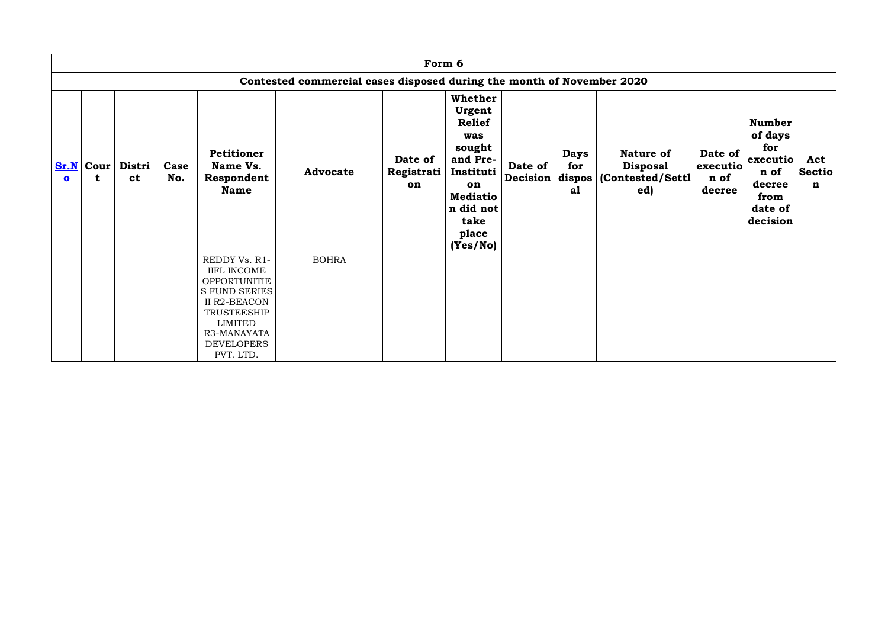| Form 6 | | | | | | | | | | | | | |
|---|---|---|---|---|---|---|---|---|---|---|---|---|---|
| Contested commercial cases disposed during the month of November 2020 | | | | | | | | | | | | | |
| Sr.No | Court | District | Case No. | Petitioner Name Vs. Respondent Name | Advocate | Date of Registration | Whether Urgent Relief was sought and Pre-Institution Mediation did not take place (Yes/No) | Date of Decision | Days for disposal | Nature of Disposal (Contested/Settled) | Date of execution of decree | Number of days for execution of decree from date of decision | Act Section |
| | | | | REDDY Vs. R1-IIFL INCOME OPPORTUNITIES FUND SERIES II R2-BEACON TRUSTEESHIP LIMITED R3-MANAYATA DEVELOPERS PVT. LTD. | BOHRA | | | | | | | | |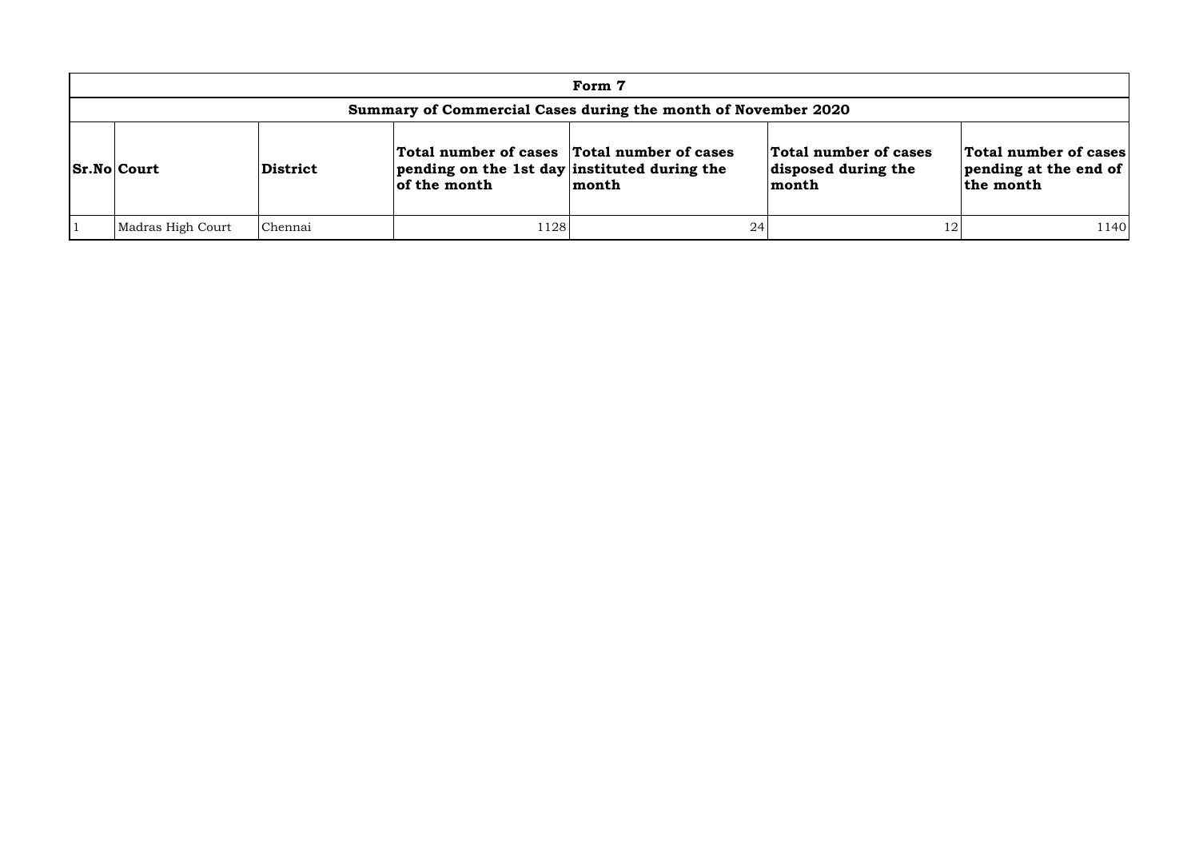## Form 7

### Summary of Commercial Cases during the month of November 2020

| Sr.No | Court | District | Total number of cases pending on the 1st day of the month | Total number of cases instituted during the month | Total number of cases disposed during the month | Total number of cases pending at the end of the month |
|---|---|---|---|---|---|---|
| 1 | Madras High Court | Chennai | 1128 | 24 | 12 | 1140 |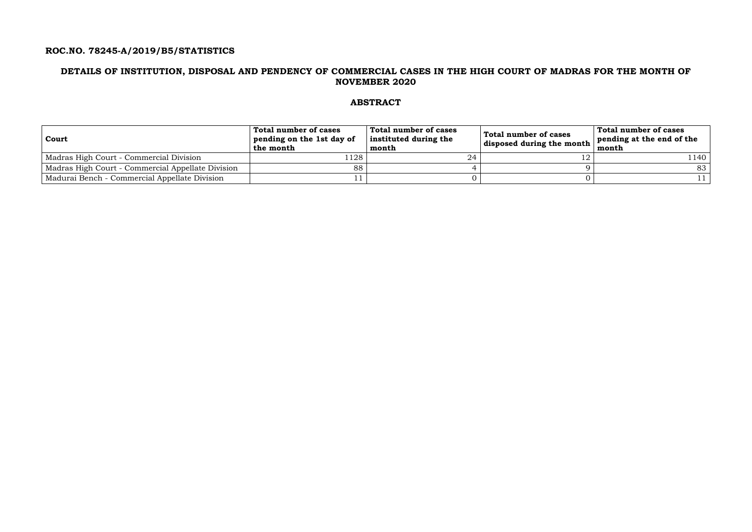**ROC.NO. 78245-A/2019/B5/STATISTICS**

## DETAILS OF INSTITUTION, DISPOSAL AND PENDENCY OF COMMERCIAL CASES IN THE HIGH COURT OF MADRAS FOR THE MONTH OF NOVEMBER 2020

## ABSTRACT

| Court | Total number of cases pending on the 1st day of the month | Total number of cases instituted during the month | Total number of cases disposed during the month | Total number of cases pending at the end of the month |
|---|---|---|---|---|
| Madras High Court - Commercial Division | 1128 | 24 | 12 | 1140 |
| Madras High Court - Commercial Appellate Division | 88 | 4 | 9 | 83 |
| Madurai Bench - Commercial Appellate Division | 11 | 0 | 0 | 11 |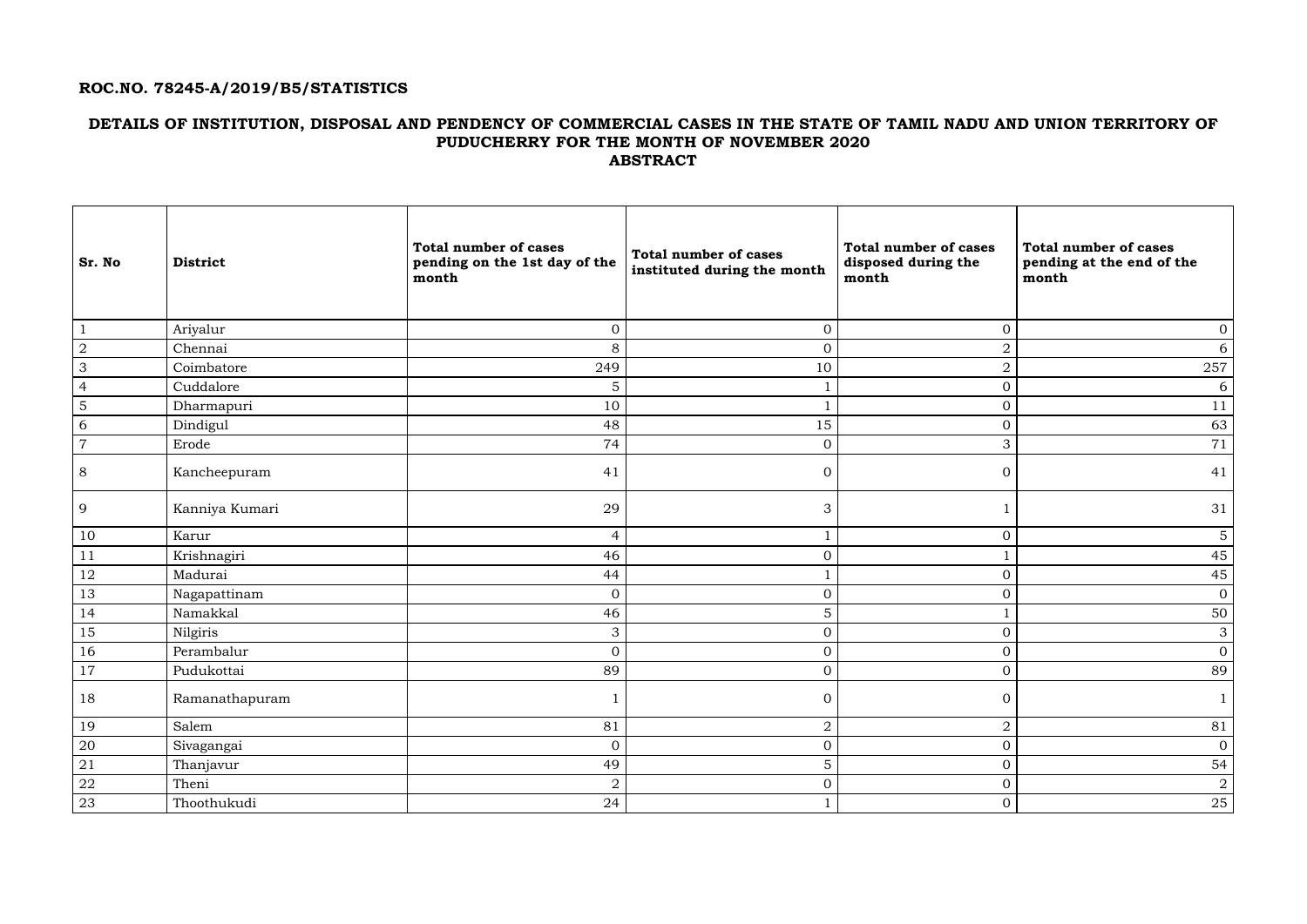**ROC.NO. 78245-A/2019/B5/STATISTICS**

## DETAILS OF INSTITUTION, DISPOSAL AND PENDENCY OF COMMERCIAL CASES IN THE STATE OF TAMIL NADU AND UNION TERRITORY OF PUDUCHERRY FOR THE MONTH OF NOVEMBER 2020

## ABSTRACT

| Sr. No | District | Total number of cases pending on the 1st day of the month | Total number of cases instituted during the month | Total number of cases disposed during the month | Total number of cases pending at the end of the month |
|---|---|---|---|---|---|
| 1 | Ariyalur | 0 | 0 | 0 | 0 |
| 2 | Chennai | 8 | 0 | 2 | 6 |
| 3 | Coimbatore | 249 | 10 | 2 | 257 |
| 4 | Cuddalore | 5 | 1 | 0 | 6 |
| 5 | Dharmapuri | 10 | 1 | 0 | 11 |
| 6 | Dindigul | 48 | 15 | 0 | 63 |
| 7 | Erode | 74 | 0 | 3 | 71 |
| 8 | Kancheepuram | 41 | 0 | 0 | 41 |
| 9 | Kanniya Kumari | 29 | 3 | 1 | 31 |
| 10 | Karur | 4 | 1 | 0 | 5 |
| 11 | Krishnagiri | 46 | 0 | 1 | 45 |
| 12 | Madurai | 44 | 1 | 0 | 45 |
| 13 | Nagapattinam | 0 | 0 | 0 | 0 |
| 14 | Namakkal | 46 | 5 | 1 | 50 |
| 15 | Nilgiris | 3 | 0 | 0 | 3 |
| 16 | Perambalur | 0 | 0 | 0 | 0 |
| 17 | Pudukottai | 89 | 0 | 0 | 89 |
| 18 | Ramanathapuram | 1 | 0 | 0 | 1 |
| 19 | Salem | 81 | 2 | 2 | 81 |
| 20 | Sivagangai | 0 | 0 | 0 | 0 |
| 21 | Thanjavur | 49 | 5 | 0 | 54 |
| 22 | Theni | 2 | 0 | 0 | 2 |
| 23 | Thoothukudi | 24 | 1 | 0 | 25 |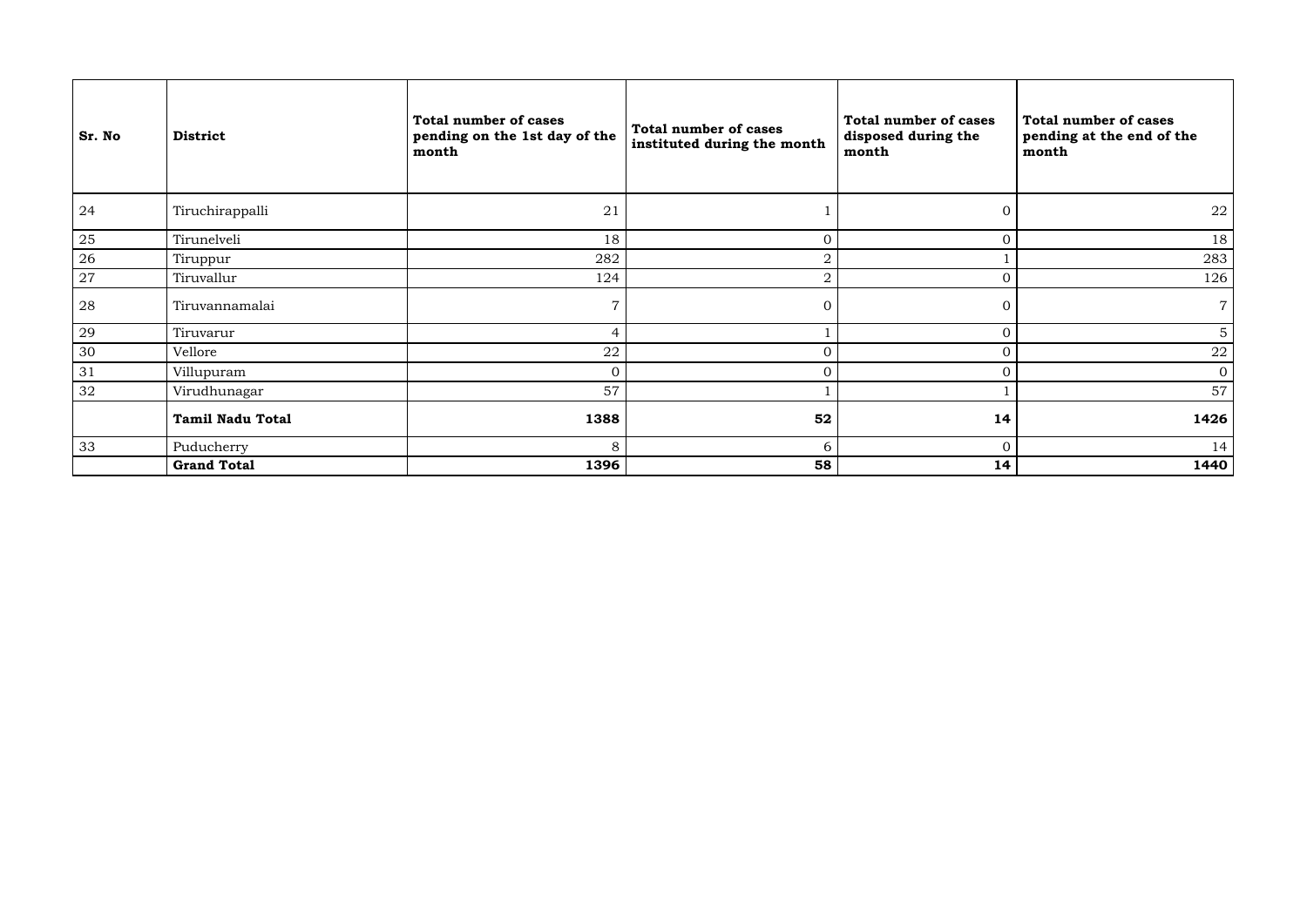| Sr. No | District | Total number of cases pending on the 1st day of the month | Total number of cases instituted during the month | Total number of cases disposed during the month | Total number of cases pending at the end of the month |
|---|---|---|---|---|---|
| 24 | Tiruchirappalli | 21 | 1 | 0 | 22 |
| 25 | Tirunelveli | 18 | 0 | 0 | 18 |
| 26 | Tiruppur | 282 | 2 | 1 | 283 |
| 27 | Tiruvallur | 124 | 2 | 0 | 126 |
| 28 | Tiruvannamalai | 7 | 0 | 0 | 7 |
| 29 | Tiruvarur | 4 | 1 | 0 | 5 |
| 30 | Vellore | 22 | 0 | 0 | 22 |
| 31 | Villupuram | 0 | 0 | 0 | 0 |
| 32 | Virudhunagar | 57 | 1 | 1 | 57 |
| | **Tamil Nadu Total** | **1388** | **52** | **14** | **1426** |
| 33 | Puducherry | 8 | 6 | 0 | 14 |
| | **Grand Total** | **1396** | **58** | **14** | **1440** |